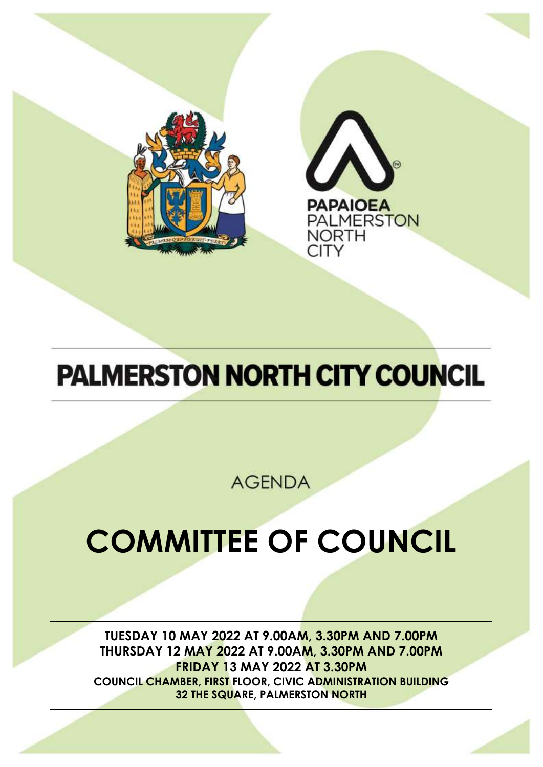PAPAIOEA
PALMERSTON
NORTH
CITY

# PALMERSTON NORTH CITY COUNCIL

AGENDA

# COMMITTEE OF COUNCIL

**TUESDAY 10 MAY 2022 AT 9.00AM, 3.30PM AND 7.00PM**
**THURSDAY 12 MAY 2022 AT 9.00AM, 3.30PM AND 7.00PM**
**FRIDAY 13 MAY 2022 AT 3.30PM**
**COUNCIL CHAMBER, FIRST FLOOR, CIVIC ADMINISTRATION BUILDING**
**32 THE SQUARE, PALMERSTON NORTH**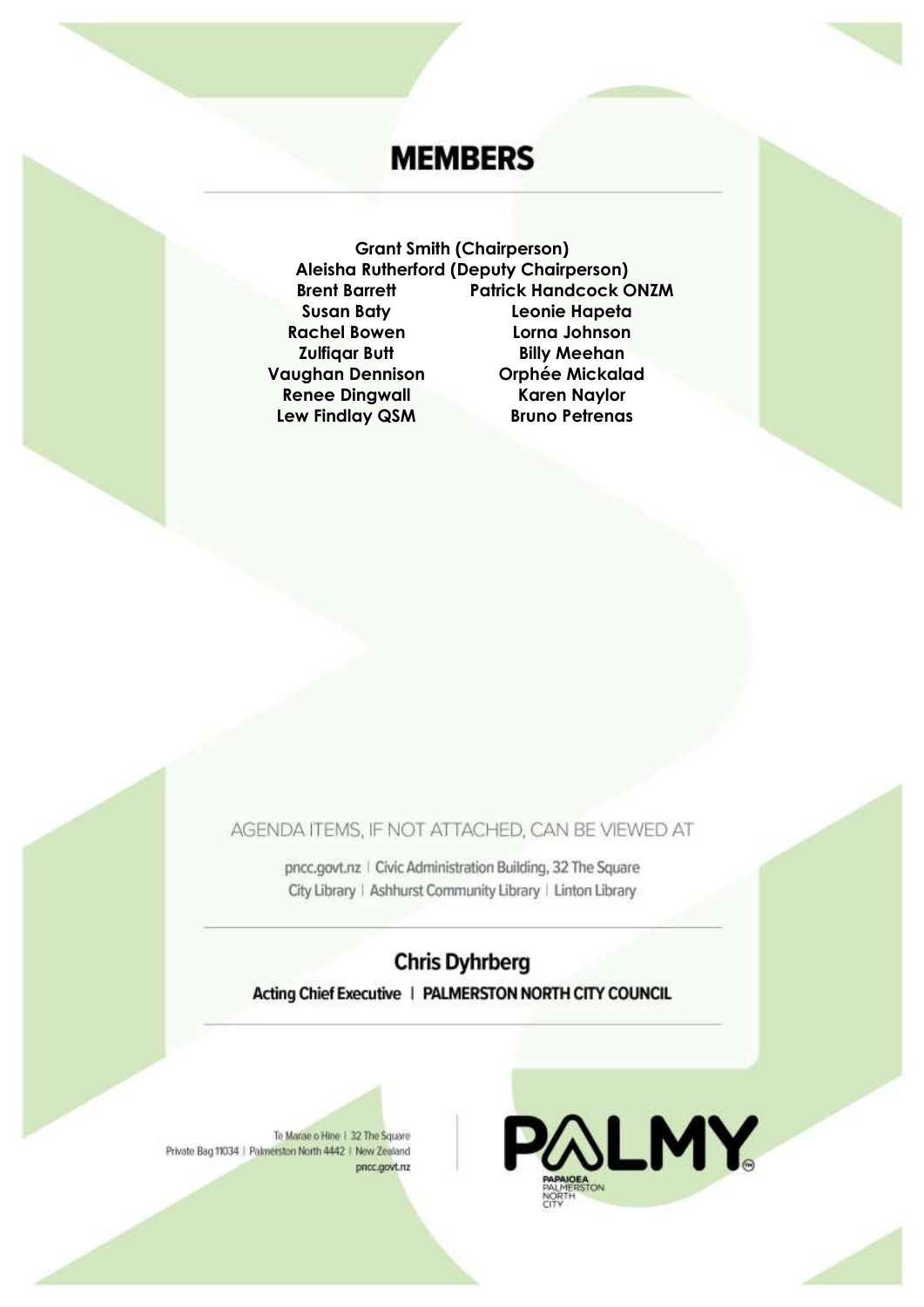# MEMBERS

**Grant Smith (Chairperson)**
**Aleisha Rutherford (Deputy Chairperson)**

| | |
|---|---|
| **Brent Barrett** | **Patrick Handcock ONZM** |
| **Susan Baty** | **Leonie Hapeta** |
| **Rachel Bowen** | **Lorna Johnson** |
| **Zulfiqar Butt** | **Billy Meehan** |
| **Vaughan Dennison** | **Orphée Mickalad** |
| **Renee Dingwall** | **Karen Naylor** |
| **Lew Findlay QSM** | **Bruno Petrenas** |

AGENDA ITEMS, IF NOT ATTACHED, CAN BE VIEWED AT

pncc.govt.nz | Civic Administration Building, 32 The Square
City Library | Ashhurst Community Library | Linton Library

**Chris Dyhrberg**

**Acting Chief Executive | PALMERSTON NORTH CITY COUNCIL**

Te Marae o Hine | 32 The Square
Private Bag 11034 | Palmerston North 4442 | New Zealand
pncc.govt.nz

PALMY
PAPAIOEA PALMERSTON NORTH CITY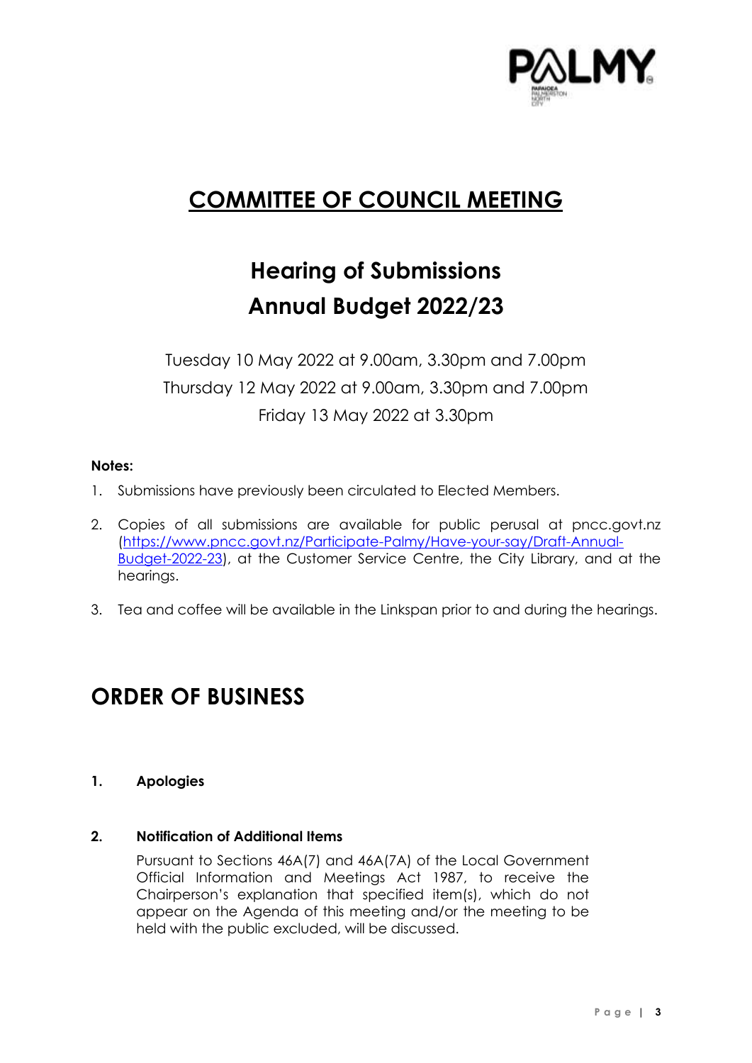# COMMITTEE OF COUNCIL MEETING

## Hearing of Submissions
## Annual Budget 2022/23

Tuesday 10 May 2022 at 9.00am, 3.30pm and 7.00pm
Thursday 12 May 2022 at 9.00am, 3.30pm and 7.00pm
Friday 13 May 2022 at 3.30pm

**Notes:**

1. Submissions have previously been circulated to Elected Members.
2. Copies of all submissions are available for public perusal at pncc.govt.nz (https://www.pncc.govt.nz/Participate-Palmy/Have-your-say/Draft-Annual-Budget-2022-23), at the Customer Service Centre, the City Library, and at the hearings.
3. Tea and coffee will be available in the Linkspan prior to and during the hearings.

# ORDER OF BUSINESS

**1. Apologies**

**2. Notification of Additional Items**

Pursuant to Sections 46A(7) and 46A(7A) of the Local Government Official Information and Meetings Act 1987, to receive the Chairperson's explanation that specified item(s), which do not appear on the Agenda of this meeting and/or the meeting to be held with the public excluded, will be discussed.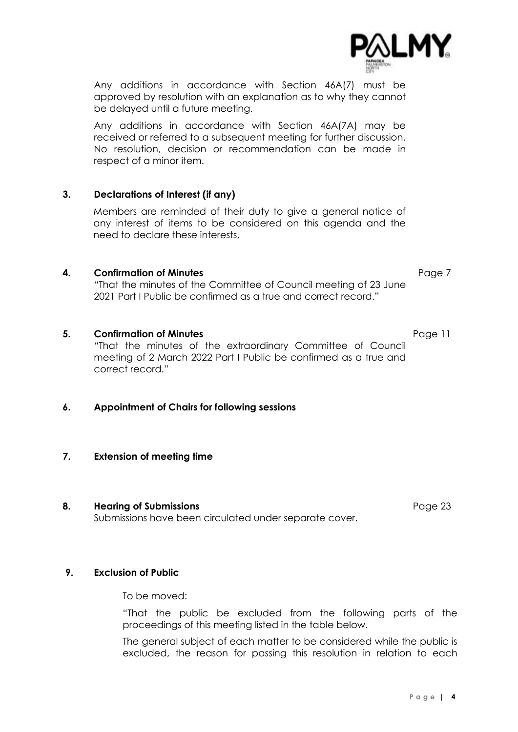Any additions in accordance with Section 46A(7) must be approved by resolution with an explanation as to why they cannot be delayed until a future meeting.

Any additions in accordance with Section 46A(7A) may be received or referred to a subsequent meeting for further discussion. No resolution, decision or recommendation can be made in respect of a minor item.

**3. Declarations of Interest (if any)**

Members are reminded of their duty to give a general notice of any interest of items to be considered on this agenda and the need to declare these interests.

**4. Confirmation of Minutes** Page 7

"That the minutes of the Committee of Council meeting of 23 June 2021 Part I Public be confirmed as a true and correct record."

**5. Confirmation of Minutes** Page 11

"That the minutes of the extraordinary Committee of Council meeting of 2 March 2022 Part I Public be confirmed as a true and correct record."

**6. Appointment of Chairs for following sessions**

**7. Extension of meeting time**

**8. Hearing of Submissions** Page 23

Submissions have been circulated under separate cover.

**9. Exclusion of Public**

To be moved:

"That the public be excluded from the following parts of the proceedings of this meeting listed in the table below.

The general subject of each matter to be considered while the public is excluded, the reason for passing this resolution in relation to each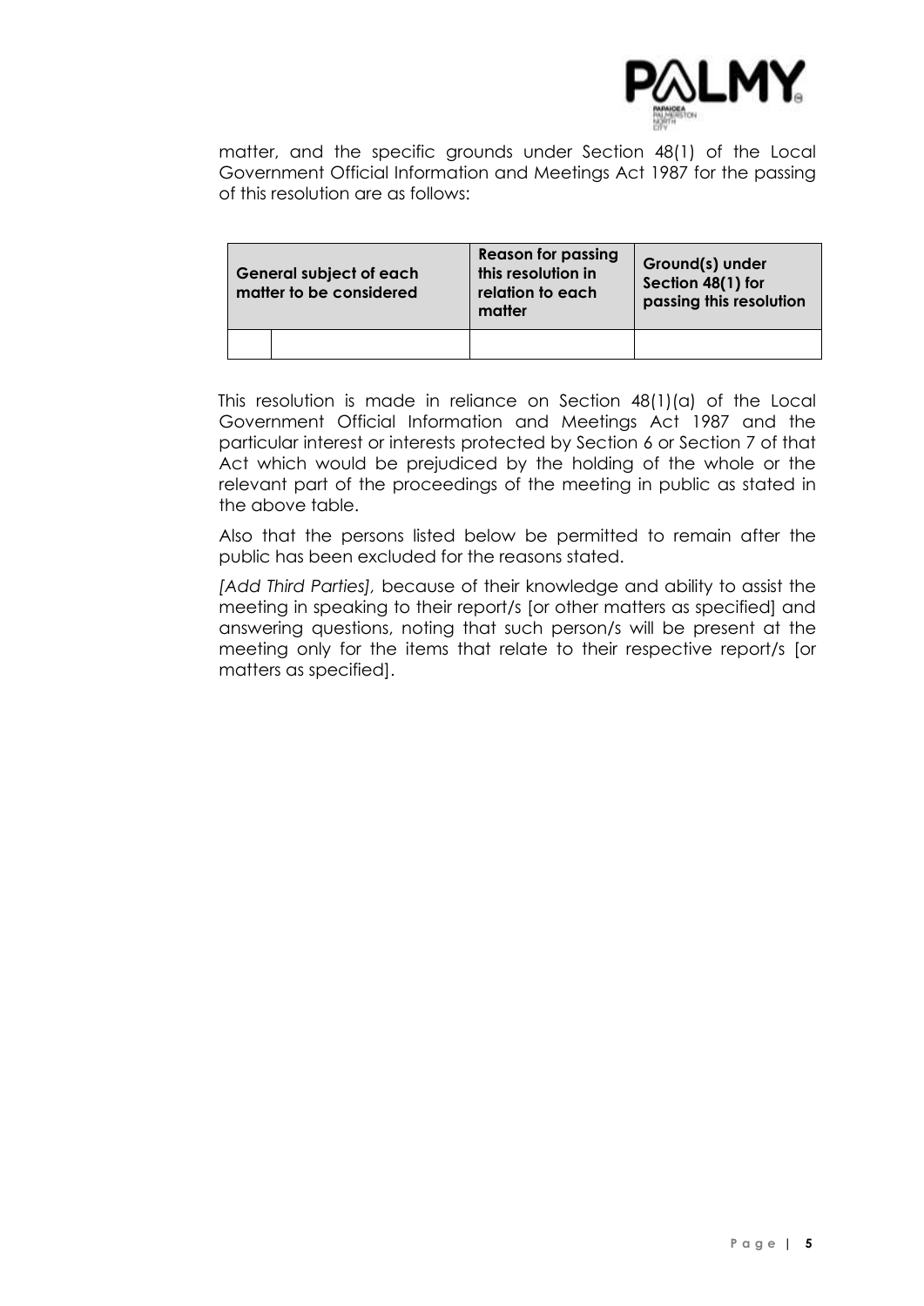matter, and the specific grounds under Section 48(1) of the Local Government Official Information and Meetings Act 1987 for the passing of this resolution are as follows:

| General subject of each matter to be considered | | Reason for passing this resolution in relation to each matter | Ground(s) under Section 48(1) for passing this resolution |
|---|---|---|---|
| | | | |

This resolution is made in reliance on Section 48(1)(a) of the Local Government Official Information and Meetings Act 1987 and the particular interest or interests protected by Section 6 or Section 7 of that Act which would be prejudiced by the holding of the whole or the relevant part of the proceedings of the meeting in public as stated in the above table.

Also that the persons listed below be permitted to remain after the public has been excluded for the reasons stated.

*[Add Third Parties],* because of their knowledge and ability to assist the meeting in speaking to their report/s [or other matters as specified] and answering questions, noting that such person/s will be present at the meeting only for the items that relate to their respective report/s [or matters as specified].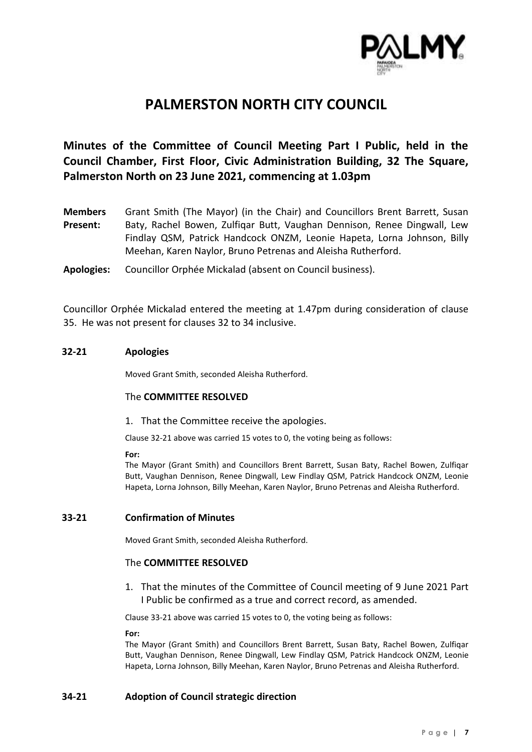# PALMERSTON NORTH CITY COUNCIL

## Minutes of the Committee of Council Meeting Part I Public, held in the Council Chamber, First Floor, Civic Administration Building, 32 The Square, Palmerston North on 23 June 2021, commencing at 1.03pm

**Members Present:** Grant Smith (The Mayor) (in the Chair) and Councillors Brent Barrett, Susan Baty, Rachel Bowen, Zulfiqar Butt, Vaughan Dennison, Renee Dingwall, Lew Findlay QSM, Patrick Handcock ONZM, Leonie Hapeta, Lorna Johnson, Billy Meehan, Karen Naylor, Bruno Petrenas and Aleisha Rutherford.

**Apologies:** Councillor Orphée Mickalad (absent on Council business).

Councillor Orphée Mickalad entered the meeting at 1.47pm during consideration of clause 35. He was not present for clauses 32 to 34 inclusive.

### 32-21 Apologies

Moved Grant Smith, seconded Aleisha Rutherford.

The **COMMITTEE RESOLVED**

1. That the Committee receive the apologies.

Clause 32-21 above was carried 15 votes to 0, the voting being as follows:

**For:**
The Mayor (Grant Smith) and Councillors Brent Barrett, Susan Baty, Rachel Bowen, Zulfiqar Butt, Vaughan Dennison, Renee Dingwall, Lew Findlay QSM, Patrick Handcock ONZM, Leonie Hapeta, Lorna Johnson, Billy Meehan, Karen Naylor, Bruno Petrenas and Aleisha Rutherford.

### 33-21 Confirmation of Minutes

Moved Grant Smith, seconded Aleisha Rutherford.

The **COMMITTEE RESOLVED**

1. That the minutes of the Committee of Council meeting of 9 June 2021 Part I Public be confirmed as a true and correct record, as amended.

Clause 33-21 above was carried 15 votes to 0, the voting being as follows:

**For:**
The Mayor (Grant Smith) and Councillors Brent Barrett, Susan Baty, Rachel Bowen, Zulfiqar Butt, Vaughan Dennison, Renee Dingwall, Lew Findlay QSM, Patrick Handcock ONZM, Leonie Hapeta, Lorna Johnson, Billy Meehan, Karen Naylor, Bruno Petrenas and Aleisha Rutherford.

### 34-21 Adoption of Council strategic direction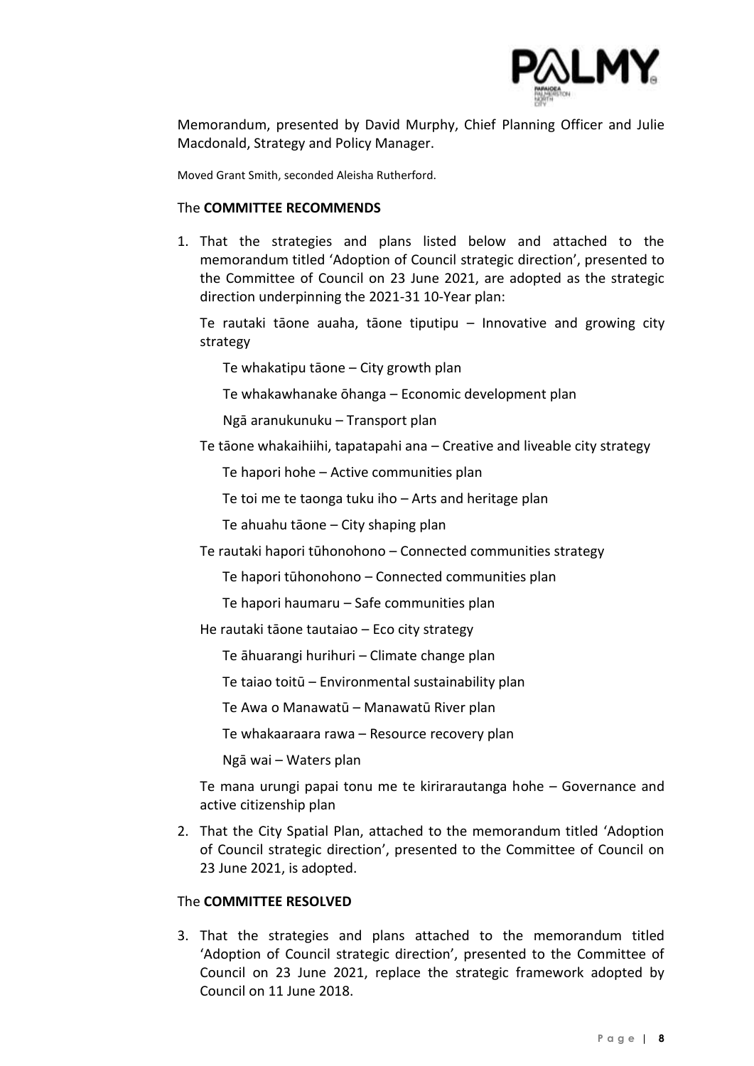Memorandum, presented by David Murphy, Chief Planning Officer and Julie Macdonald, Strategy and Policy Manager.

Moved Grant Smith, seconded Aleisha Rutherford.

The **COMMITTEE RECOMMENDS**

1. That the strategies and plans listed below and attached to the memorandum titled 'Adoption of Council strategic direction', presented to the Committee of Council on 23 June 2021, are adopted as the strategic direction underpinning the 2021-31 10-Year plan:

   Te rautaki tāone auaha, tāone tiputipu – Innovative and growing city strategy

      Te whakatipu tāone – City growth plan

      Te whakawhanake ōhanga – Economic development plan

      Ngā aranukunuku – Transport plan

   Te tāone whakaihiihi, tapatapahi ana – Creative and liveable city strategy

      Te hapori hohe – Active communities plan

      Te toi me te taonga tuku iho – Arts and heritage plan

      Te ahuahu tāone – City shaping plan

   Te rautaki hapori tūhonohono – Connected communities strategy

      Te hapori tūhonohono – Connected communities plan

      Te hapori haumaru – Safe communities plan

   He rautaki tāone tautaiao – Eco city strategy

      Te āhuarangi hurihuri – Climate change plan

      Te taiao toitū – Environmental sustainability plan

      Te Awa o Manawatū – Manawatū River plan

      Te whakaaraara rawa – Resource recovery plan

      Ngā wai – Waters plan

   Te mana urungi papai tonu me te kiriraurautanga hohe – Governance and active citizenship plan

2. That the City Spatial Plan, attached to the memorandum titled 'Adoption of Council strategic direction', presented to the Committee of Council on 23 June 2021, is adopted.

The **COMMITTEE RESOLVED**

3. That the strategies and plans attached to the memorandum titled 'Adoption of Council strategic direction', presented to the Committee of Council on 23 June 2021, replace the strategic framework adopted by Council on 11 June 2018.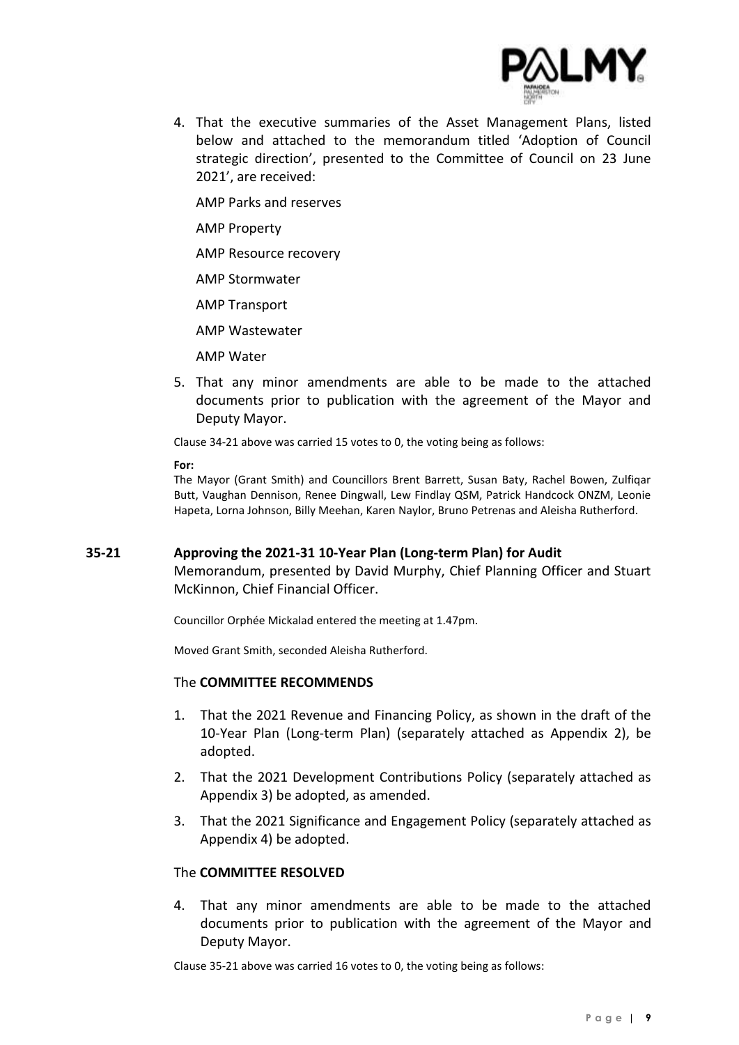4. That the executive summaries of the Asset Management Plans, listed below and attached to the memorandum titled 'Adoption of Council strategic direction', presented to the Committee of Council on 23 June 2021', are received:

   AMP Parks and reserves

   AMP Property

   AMP Resource recovery

   AMP Stormwater

   AMP Transport

   AMP Wastewater

   AMP Water

5. That any minor amendments are able to be made to the attached documents prior to publication with the agreement of the Mayor and Deputy Mayor.

Clause 34-21 above was carried 15 votes to 0, the voting being as follows:

**For:**
The Mayor (Grant Smith) and Councillors Brent Barrett, Susan Baty, Rachel Bowen, Zulfiqar Butt, Vaughan Dennison, Renee Dingwall, Lew Findlay QSM, Patrick Handcock ONZM, Leonie Hapeta, Lorna Johnson, Billy Meehan, Karen Naylor, Bruno Petrenas and Aleisha Rutherford.

## 35-21 Approving the 2021-31 10-Year Plan (Long-term Plan) for Audit

Memorandum, presented by David Murphy, Chief Planning Officer and Stuart McKinnon, Chief Financial Officer.

Councillor Orphée Mickalad entered the meeting at 1.47pm.

Moved Grant Smith, seconded Aleisha Rutherford.

### The **COMMITTEE RECOMMENDS**

1. That the 2021 Revenue and Financing Policy, as shown in the draft of the 10-Year Plan (Long-term Plan) (separately attached as Appendix 2), be adopted.
2. That the 2021 Development Contributions Policy (separately attached as Appendix 3) be adopted, as amended.
3. That the 2021 Significance and Engagement Policy (separately attached as Appendix 4) be adopted.

### The **COMMITTEE RESOLVED**

4. That any minor amendments are able to be made to the attached documents prior to publication with the agreement of the Mayor and Deputy Mayor.

Clause 35-21 above was carried 16 votes to 0, the voting being as follows: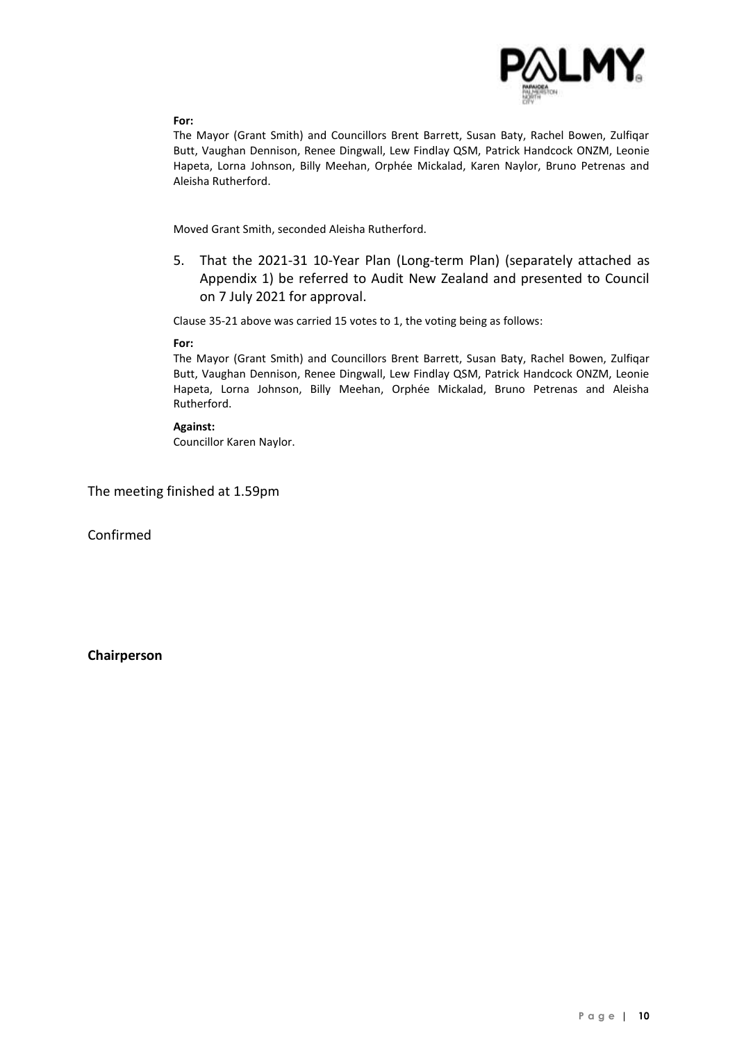**For:**

The Mayor (Grant Smith) and Councillors Brent Barrett, Susan Baty, Rachel Bowen, Zulfiqar Butt, Vaughan Dennison, Renee Dingwall, Lew Findlay QSM, Patrick Handcock ONZM, Leonie Hapeta, Lorna Johnson, Billy Meehan, Orphée Mickalad, Karen Naylor, Bruno Petrenas and Aleisha Rutherford.

Moved Grant Smith, seconded Aleisha Rutherford.

5. That the 2021-31 10-Year Plan (Long-term Plan) (separately attached as Appendix 1) be referred to Audit New Zealand and presented to Council on 7 July 2021 for approval.

Clause 35-21 above was carried 15 votes to 1, the voting being as follows:

**For:**

The Mayor (Grant Smith) and Councillors Brent Barrett, Susan Baty, Rachel Bowen, Zulfiqar Butt, Vaughan Dennison, Renee Dingwall, Lew Findlay QSM, Patrick Handcock ONZM, Leonie Hapeta, Lorna Johnson, Billy Meehan, Orphée Mickalad, Bruno Petrenas and Aleisha Rutherford.

**Against:**

Councillor Karen Naylor.

The meeting finished at 1.59pm

Confirmed

**Chairperson**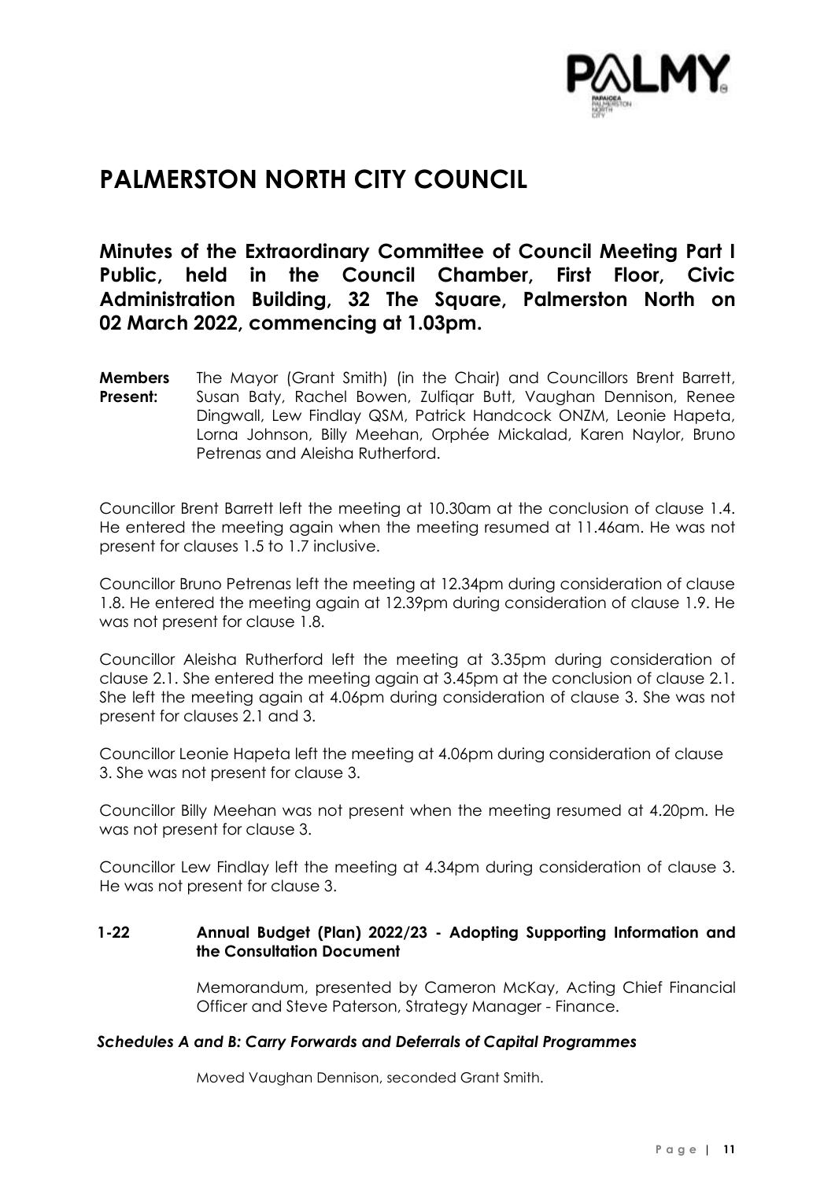# PALMERSTON NORTH CITY COUNCIL

## Minutes of the Extraordinary Committee of Council Meeting Part I Public, held in the Council Chamber, First Floor, Civic Administration Building, 32 The Square, Palmerston North on 02 March 2022, commencing at 1.03pm.

**Members Present:** The Mayor (Grant Smith) (in the Chair) and Councillors Brent Barrett, Susan Baty, Rachel Bowen, Zulfiqar Butt, Vaughan Dennison, Renee Dingwall, Lew Findlay QSM, Patrick Handcock ONZM, Leonie Hapeta, Lorna Johnson, Billy Meehan, Orphée Mickalad, Karen Naylor, Bruno Petrenas and Aleisha Rutherford.

Councillor Brent Barrett left the meeting at 10.30am at the conclusion of clause 1.4. He entered the meeting again when the meeting resumed at 11.46am. He was not present for clauses 1.5 to 1.7 inclusive.

Councillor Bruno Petrenas left the meeting at 12.34pm during consideration of clause 1.8. He entered the meeting again at 12.39pm during consideration of clause 1.9. He was not present for clause 1.8.

Councillor Aleisha Rutherford left the meeting at 3.35pm during consideration of clause 2.1. She entered the meeting again at 3.45pm at the conclusion of clause 2.1. She left the meeting again at 4.06pm during consideration of clause 3. She was not present for clauses 2.1 and 3.

Councillor Leonie Hapeta left the meeting at 4.06pm during consideration of clause 3. She was not present for clause 3.

Councillor Billy Meehan was not present when the meeting resumed at 4.20pm. He was not present for clause 3.

Councillor Lew Findlay left the meeting at 4.34pm during consideration of clause 3. He was not present for clause 3.

### 1-22 Annual Budget (Plan) 2022/23 - Adopting Supporting Information and the Consultation Document

Memorandum, presented by Cameron McKay, Acting Chief Financial Officer and Steve Paterson, Strategy Manager - Finance.

#### *Schedules A and B: Carry Forwards and Deferrals of Capital Programmes*

Moved Vaughan Dennison, seconded Grant Smith.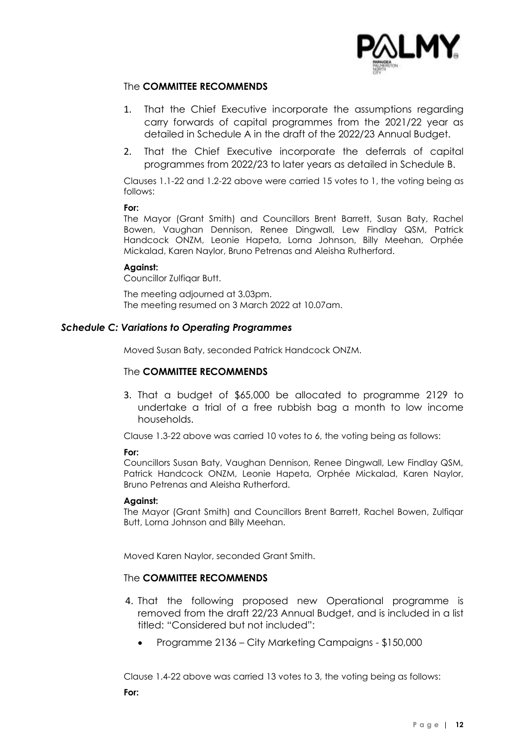The **COMMITTEE RECOMMENDS**

1. That the Chief Executive incorporate the assumptions regarding carry forwards of capital programmes from the 2021/22 year as detailed in Schedule A in the draft of the 2022/23 Annual Budget.
2. That the Chief Executive incorporate the deferrals of capital programmes from 2022/23 to later years as detailed in Schedule B.

Clauses 1.1-22 and 1.2-22 above were carried 15 votes to 1, the voting being as follows:

**For:**
The Mayor (Grant Smith) and Councillors Brent Barrett, Susan Baty, Rachel Bowen, Vaughan Dennison, Renee Dingwall, Lew Findlay QSM, Patrick Handcock ONZM, Leonie Hapeta, Lorna Johnson, Billy Meehan, Orphée Mickalad, Karen Naylor, Bruno Petrenas and Aleisha Rutherford.

**Against:**
Councillor Zulfiqar Butt.

The meeting adjourned at 3.03pm.
The meeting resumed on 3 March 2022 at 10.07am.

### *Schedule C: Variations to Operating Programmes*

Moved Susan Baty, seconded Patrick Handcock ONZM.

The **COMMITTEE RECOMMENDS**

3. That a budget of $65,000 be allocated to programme 2129 to undertake a trial of a free rubbish bag a month to low income households.

Clause 1.3-22 above was carried 10 votes to 6, the voting being as follows:

**For:**
Councillors Susan Baty, Vaughan Dennison, Renee Dingwall, Lew Findlay QSM, Patrick Handcock ONZM, Leonie Hapeta, Orphée Mickalad, Karen Naylor, Bruno Petrenas and Aleisha Rutherford.

**Against:**
The Mayor (Grant Smith) and Councillors Brent Barrett, Rachel Bowen, Zulfiqar Butt, Lorna Johnson and Billy Meehan.

Moved Karen Naylor, seconded Grant Smith.

The **COMMITTEE RECOMMENDS**

4. That the following proposed new Operational programme is removed from the draft 22/23 Annual Budget, and is included in a list titled: "Considered but not included":
   - Programme 2136 – City Marketing Campaigns - $150,000

Clause 1.4-22 above was carried 13 votes to 3, the voting being as follows:

**For:**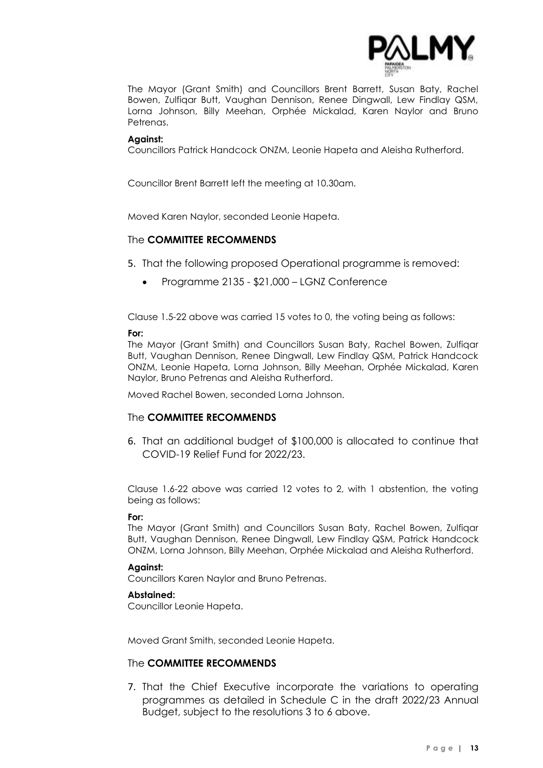The Mayor (Grant Smith) and Councillors Brent Barrett, Susan Baty, Rachel Bowen, Zulfiqar Butt, Vaughan Dennison, Renee Dingwall, Lew Findlay QSM, Lorna Johnson, Billy Meehan, Orphée Mickalad, Karen Naylor and Bruno Petrenas.

**Against:**
Councillors Patrick Handcock ONZM, Leonie Hapeta and Aleisha Rutherford.

Councillor Brent Barrett left the meeting at 10.30am.

Moved Karen Naylor, seconded Leonie Hapeta.

The **COMMITTEE RECOMMENDS**

5. That the following proposed Operational programme is removed:
   - Programme 2135 - $21,000 – LGNZ Conference

Clause 1.5-22 above was carried 15 votes to 0, the voting being as follows:

**For:**
The Mayor (Grant Smith) and Councillors Susan Baty, Rachel Bowen, Zulfiqar Butt, Vaughan Dennison, Renee Dingwall, Lew Findlay QSM, Patrick Handcock ONZM, Leonie Hapeta, Lorna Johnson, Billy Meehan, Orphée Mickalad, Karen Naylor, Bruno Petrenas and Aleisha Rutherford.

Moved Rachel Bowen, seconded Lorna Johnson.

The **COMMITTEE RECOMMENDS**

6. That an additional budget of $100,000 is allocated to continue that COVID-19 Relief Fund for 2022/23.

Clause 1.6-22 above was carried 12 votes to 2, with 1 abstention, the voting being as follows:

**For:**
The Mayor (Grant Smith) and Councillors Susan Baty, Rachel Bowen, Zulfiqar Butt, Vaughan Dennison, Renee Dingwall, Lew Findlay QSM, Patrick Handcock ONZM, Lorna Johnson, Billy Meehan, Orphée Mickalad and Aleisha Rutherford.

**Against:**
Councillors Karen Naylor and Bruno Petrenas.

**Abstained:**
Councillor Leonie Hapeta.

Moved Grant Smith, seconded Leonie Hapeta.

The **COMMITTEE RECOMMENDS**

7. That the Chief Executive incorporate the variations to operating programmes as detailed in Schedule C in the draft 2022/23 Annual Budget, subject to the resolutions 3 to 6 above.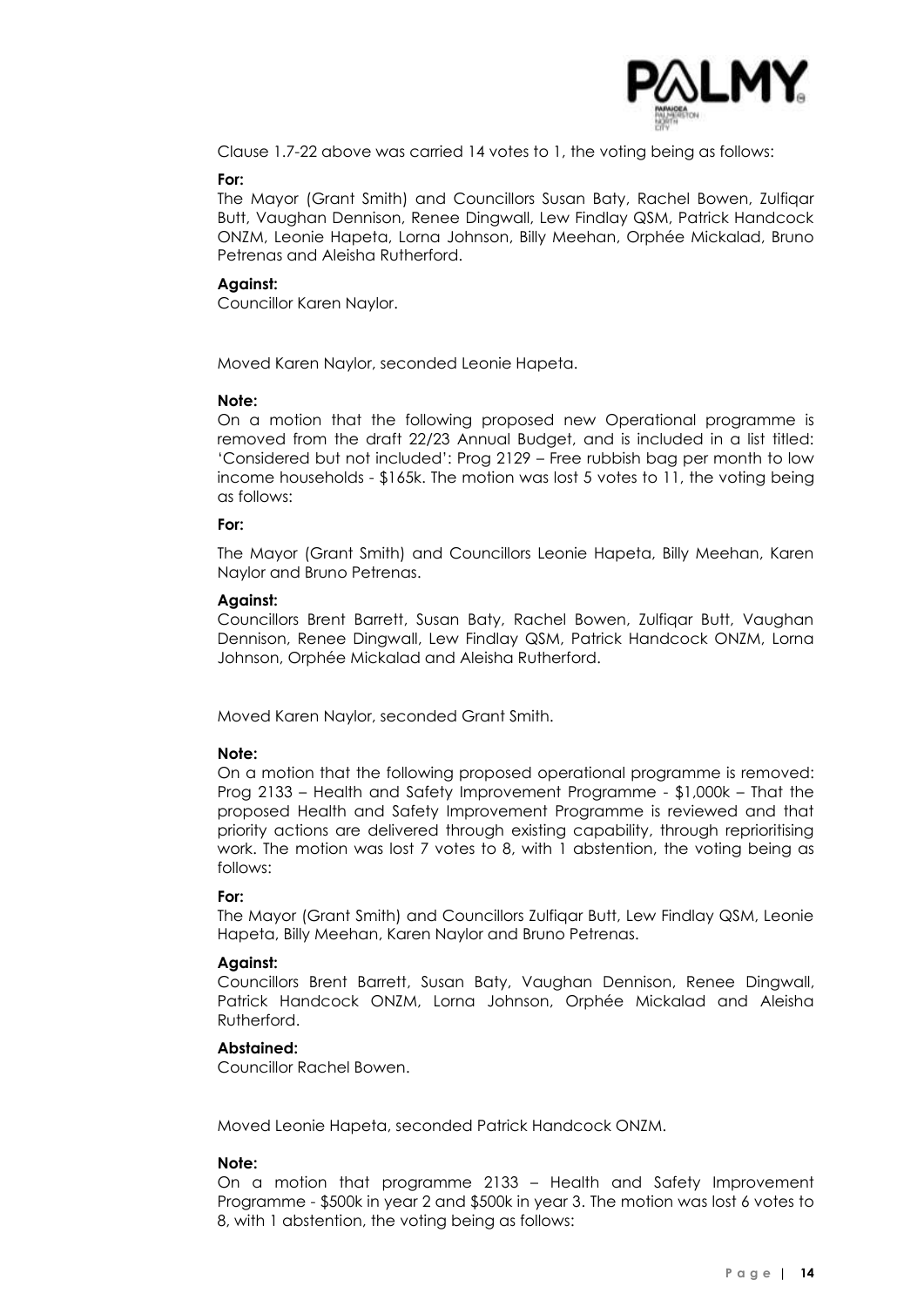Clause 1.7-22 above was carried 14 votes to 1, the voting being as follows:

**For:**
The Mayor (Grant Smith) and Councillors Susan Baty, Rachel Bowen, Zulfiqar Butt, Vaughan Dennison, Renee Dingwall, Lew Findlay QSM, Patrick Handcock ONZM, Leonie Hapeta, Lorna Johnson, Billy Meehan, Orphée Mickalad, Bruno Petrenas and Aleisha Rutherford.

**Against:**
Councillor Karen Naylor.

Moved Karen Naylor, seconded Leonie Hapeta.

**Note:**
On a motion that the following proposed new Operational programme is removed from the draft 22/23 Annual Budget, and is included in a list titled: 'Considered but not included': Prog 2129 – Free rubbish bag per month to low income households - $165k. The motion was lost 5 votes to 11, the voting being as follows:

**For:**
The Mayor (Grant Smith) and Councillors Leonie Hapeta, Billy Meehan, Karen Naylor and Bruno Petrenas.

**Against:**
Councillors Brent Barrett, Susan Baty, Rachel Bowen, Zulfiqar Butt, Vaughan Dennison, Renee Dingwall, Lew Findlay QSM, Patrick Handcock ONZM, Lorna Johnson, Orphée Mickalad and Aleisha Rutherford.

Moved Karen Naylor, seconded Grant Smith.

**Note:**
On a motion that the following proposed operational programme is removed: Prog 2133 – Health and Safety Improvement Programme - $1,000k – That the proposed Health and Safety Improvement Programme is reviewed and that priority actions are delivered through existing capability, through reprioritising work. The motion was lost 7 votes to 8, with 1 abstention, the voting being as follows:

**For:**
The Mayor (Grant Smith) and Councillors Zulfiqar Butt, Lew Findlay QSM, Leonie Hapeta, Billy Meehan, Karen Naylor and Bruno Petrenas.

**Against:**
Councillors Brent Barrett, Susan Baty, Vaughan Dennison, Renee Dingwall, Patrick Handcock ONZM, Lorna Johnson, Orphée Mickalad and Aleisha Rutherford.

**Abstained:**
Councillor Rachel Bowen.

Moved Leonie Hapeta, seconded Patrick Handcock ONZM.

**Note:**
On a motion that programme 2133 – Health and Safety Improvement Programme - $500k in year 2 and $500k in year 3. The motion was lost 6 votes to 8, with 1 abstention, the voting being as follows: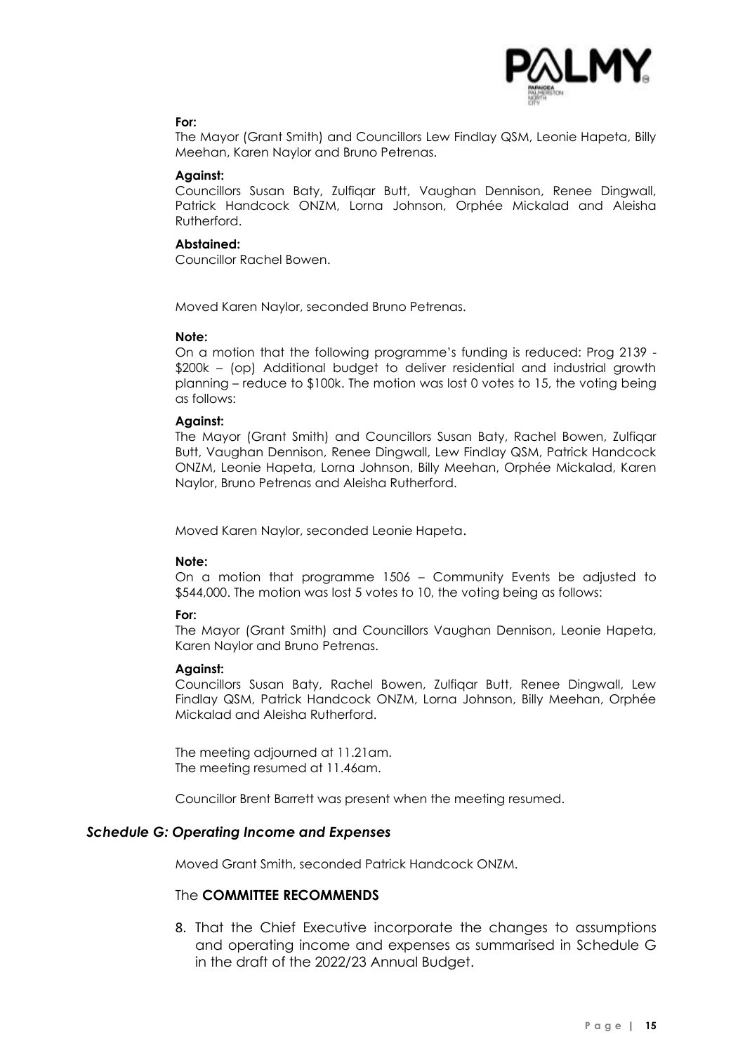**For:**

The Mayor (Grant Smith) and Councillors Lew Findlay QSM, Leonie Hapeta, Billy Meehan, Karen Naylor and Bruno Petrenas.

**Against:**

Councillors Susan Baty, Zulfiqar Butt, Vaughan Dennison, Renee Dingwall, Patrick Handcock ONZM, Lorna Johnson, Orphée Mickalad and Aleisha Rutherford.

**Abstained:**

Councillor Rachel Bowen.

Moved Karen Naylor, seconded Bruno Petrenas.

**Note:**

On a motion that the following programme's funding is reduced: Prog 2139 - \$200k – (op) Additional budget to deliver residential and industrial growth planning – reduce to \$100k. The motion was lost 0 votes to 15, the voting being as follows:

**Against:**

The Mayor (Grant Smith) and Councillors Susan Baty, Rachel Bowen, Zulfiqar Butt, Vaughan Dennison, Renee Dingwall, Lew Findlay QSM, Patrick Handcock ONZM, Leonie Hapeta, Lorna Johnson, Billy Meehan, Orphée Mickalad, Karen Naylor, Bruno Petrenas and Aleisha Rutherford.

Moved Karen Naylor, seconded Leonie Hapeta.

**Note:**

On a motion that programme 1506 – Community Events be adjusted to \$544,000. The motion was lost 5 votes to 10, the voting being as follows:

**For:**

The Mayor (Grant Smith) and Councillors Vaughan Dennison, Leonie Hapeta, Karen Naylor and Bruno Petrenas.

**Against:**

Councillors Susan Baty, Rachel Bowen, Zulfiqar Butt, Renee Dingwall, Lew Findlay QSM, Patrick Handcock ONZM, Lorna Johnson, Billy Meehan, Orphée Mickalad and Aleisha Rutherford.

The meeting adjourned at 11.21am.
The meeting resumed at 11.46am.

Councillor Brent Barrett was present when the meeting resumed.

### *Schedule G: Operating Income and Expenses*

Moved Grant Smith, seconded Patrick Handcock ONZM.

The **COMMITTEE RECOMMENDS**

8. That the Chief Executive incorporate the changes to assumptions and operating income and expenses as summarised in Schedule G in the draft of the 2022/23 Annual Budget.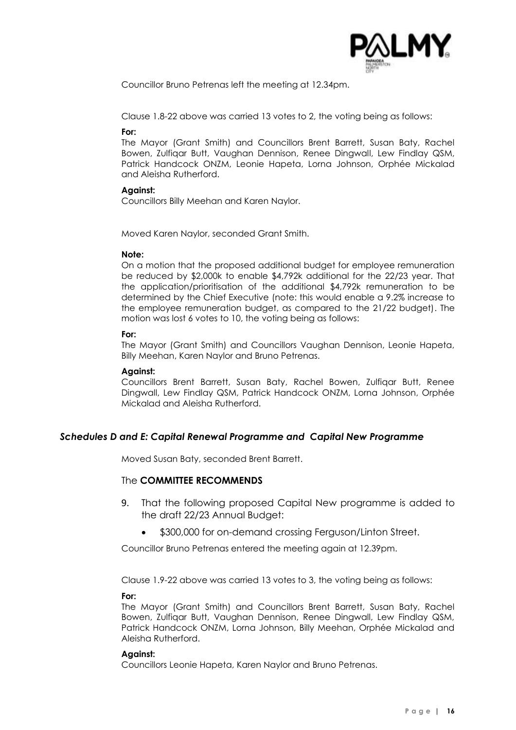Councillor Bruno Petrenas left the meeting at 12.34pm.

Clause 1.8-22 above was carried 13 votes to 2, the voting being as follows:

**For:**
The Mayor (Grant Smith) and Councillors Brent Barrett, Susan Baty, Rachel Bowen, Zulfiqar Butt, Vaughan Dennison, Renee Dingwall, Lew Findlay QSM, Patrick Handcock ONZM, Leonie Hapeta, Lorna Johnson, Orphée Mickalad and Aleisha Rutherford.

**Against:**
Councillors Billy Meehan and Karen Naylor.

Moved Karen Naylor, seconded Grant Smith.

**Note:**
On a motion that the proposed additional budget for employee remuneration be reduced by $2,000k to enable $4,792k additional for the 22/23 year. That the application/prioritisation of the additional $4,792k remuneration to be determined by the Chief Executive (note: this would enable a 9.2% increase to the employee remuneration budget, as compared to the 21/22 budget). The motion was lost 6 votes to 10, the voting being as follows:

**For:**
The Mayor (Grant Smith) and Councillors Vaughan Dennison, Leonie Hapeta, Billy Meehan, Karen Naylor and Bruno Petrenas.

**Against:**
Councillors Brent Barrett, Susan Baty, Rachel Bowen, Zulfiqar Butt, Renee Dingwall, Lew Findlay QSM, Patrick Handcock ONZM, Lorna Johnson, Orphée Mickalad and Aleisha Rutherford.

### *Schedules D and E: Capital Renewal Programme and Capital New Programme*

Moved Susan Baty, seconded Brent Barrett.

The **COMMITTEE RECOMMENDS**

9. That the following proposed Capital New programme is added to the draft 22/23 Annual Budget:
   - $300,000 for on-demand crossing Ferguson/Linton Street.

Councillor Bruno Petrenas entered the meeting again at 12.39pm.

Clause 1.9-22 above was carried 13 votes to 3, the voting being as follows:

**For:**
The Mayor (Grant Smith) and Councillors Brent Barrett, Susan Baty, Rachel Bowen, Zulfiqar Butt, Vaughan Dennison, Renee Dingwall, Lew Findlay QSM, Patrick Handcock ONZM, Lorna Johnson, Billy Meehan, Orphée Mickalad and Aleisha Rutherford.

**Against:**
Councillors Leonie Hapeta, Karen Naylor and Bruno Petrenas.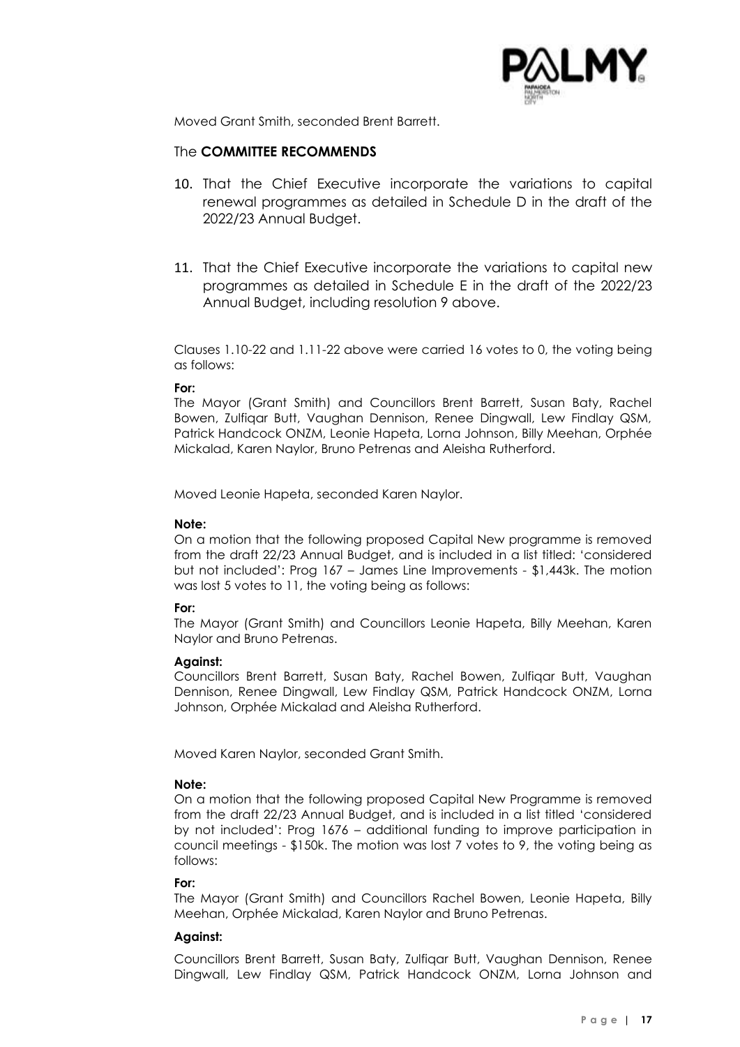Moved Grant Smith, seconded Brent Barrett.

The **COMMITTEE RECOMMENDS**

10. That the Chief Executive incorporate the variations to capital renewal programmes as detailed in Schedule D in the draft of the 2022/23 Annual Budget.

11. That the Chief Executive incorporate the variations to capital new programmes as detailed in Schedule E in the draft of the 2022/23 Annual Budget, including resolution 9 above.

Clauses 1.10-22 and 1.11-22 above were carried 16 votes to 0, the voting being as follows:

**For:**
The Mayor (Grant Smith) and Councillors Brent Barrett, Susan Baty, Rachel Bowen, Zulfiqar Butt, Vaughan Dennison, Renee Dingwall, Lew Findlay QSM, Patrick Handcock ONZM, Leonie Hapeta, Lorna Johnson, Billy Meehan, Orphée Mickalad, Karen Naylor, Bruno Petrenas and Aleisha Rutherford.

Moved Leonie Hapeta, seconded Karen Naylor.

**Note:**
On a motion that the following proposed Capital New programme is removed from the draft 22/23 Annual Budget, and is included in a list titled: 'considered but not included': Prog 167 – James Line Improvements - $1,443k. The motion was lost 5 votes to 11, the voting being as follows:

**For:**
The Mayor (Grant Smith) and Councillors Leonie Hapeta, Billy Meehan, Karen Naylor and Bruno Petrenas.

**Against:**
Councillors Brent Barrett, Susan Baty, Rachel Bowen, Zulfiqar Butt, Vaughan Dennison, Renee Dingwall, Lew Findlay QSM, Patrick Handcock ONZM, Lorna Johnson, Orphée Mickalad and Aleisha Rutherford.

Moved Karen Naylor, seconded Grant Smith.

**Note:**
On a motion that the following proposed Capital New Programme is removed from the draft 22/23 Annual Budget, and is included in a list titled 'considered by not included': Prog 1676 – additional funding to improve participation in council meetings - $150k. The motion was lost 7 votes to 9, the voting being as follows:

**For:**
The Mayor (Grant Smith) and Councillors Rachel Bowen, Leonie Hapeta, Billy Meehan, Orphée Mickalad, Karen Naylor and Bruno Petrenas.

**Against:**

Councillors Brent Barrett, Susan Baty, Zulfiqar Butt, Vaughan Dennison, Renee Dingwall, Lew Findlay QSM, Patrick Handcock ONZM, Lorna Johnson and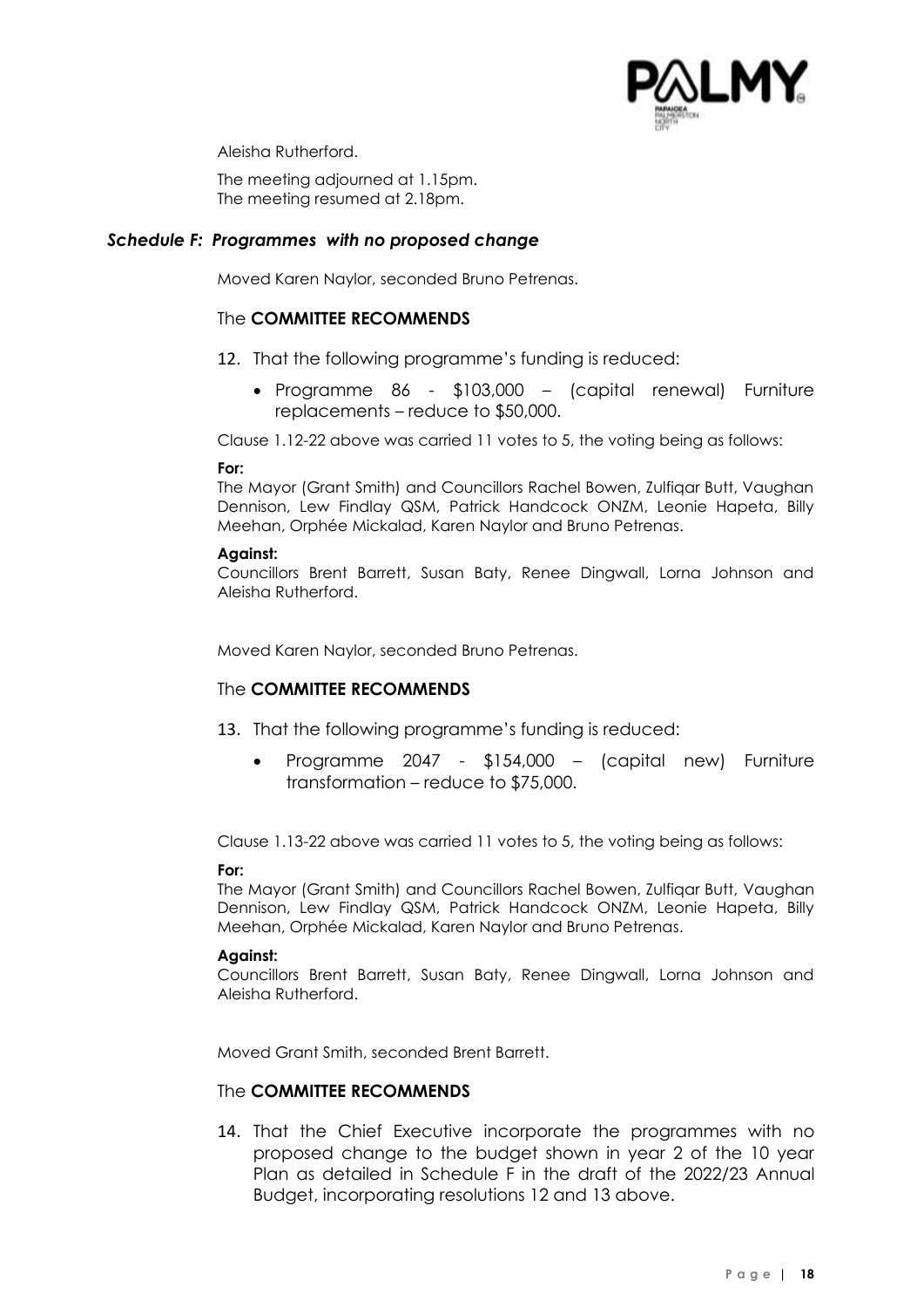Aleisha Rutherford.

The meeting adjourned at 1.15pm.
The meeting resumed at 2.18pm.

### *Schedule F: Programmes with no proposed change*

Moved Karen Naylor, seconded Bruno Petrenas.

The **COMMITTEE RECOMMENDS**

12. That the following programme's funding is reduced:
    - Programme 86 - $103,000 – (capital renewal) Furniture replacements – reduce to $50,000.

Clause 1.12-22 above was carried 11 votes to 5, the voting being as follows:

**For:**
The Mayor (Grant Smith) and Councillors Rachel Bowen, Zulfiqar Butt, Vaughan Dennison, Lew Findlay QSM, Patrick Handcock ONZM, Leonie Hapeta, Billy Meehan, Orphée Mickalad, Karen Naylor and Bruno Petrenas.

**Against:**
Councillors Brent Barrett, Susan Baty, Renee Dingwall, Lorna Johnson and Aleisha Rutherford.

Moved Karen Naylor, seconded Bruno Petrenas.

The **COMMITTEE RECOMMENDS**

13. That the following programme's funding is reduced:
    - Programme 2047 - $154,000 – (capital new) Furniture transformation – reduce to $75,000.

Clause 1.13-22 above was carried 11 votes to 5, the voting being as follows:

**For:**
The Mayor (Grant Smith) and Councillors Rachel Bowen, Zulfiqar Butt, Vaughan Dennison, Lew Findlay QSM, Patrick Handcock ONZM, Leonie Hapeta, Billy Meehan, Orphée Mickalad, Karen Naylor and Bruno Petrenas.

**Against:**
Councillors Brent Barrett, Susan Baty, Renee Dingwall, Lorna Johnson and Aleisha Rutherford.

Moved Grant Smith, seconded Brent Barrett.

The **COMMITTEE RECOMMENDS**

14. That the Chief Executive incorporate the programmes with no proposed change to the budget shown in year 2 of the 10 year Plan as detailed in Schedule F in the draft of the 2022/23 Annual Budget, incorporating resolutions 12 and 13 above.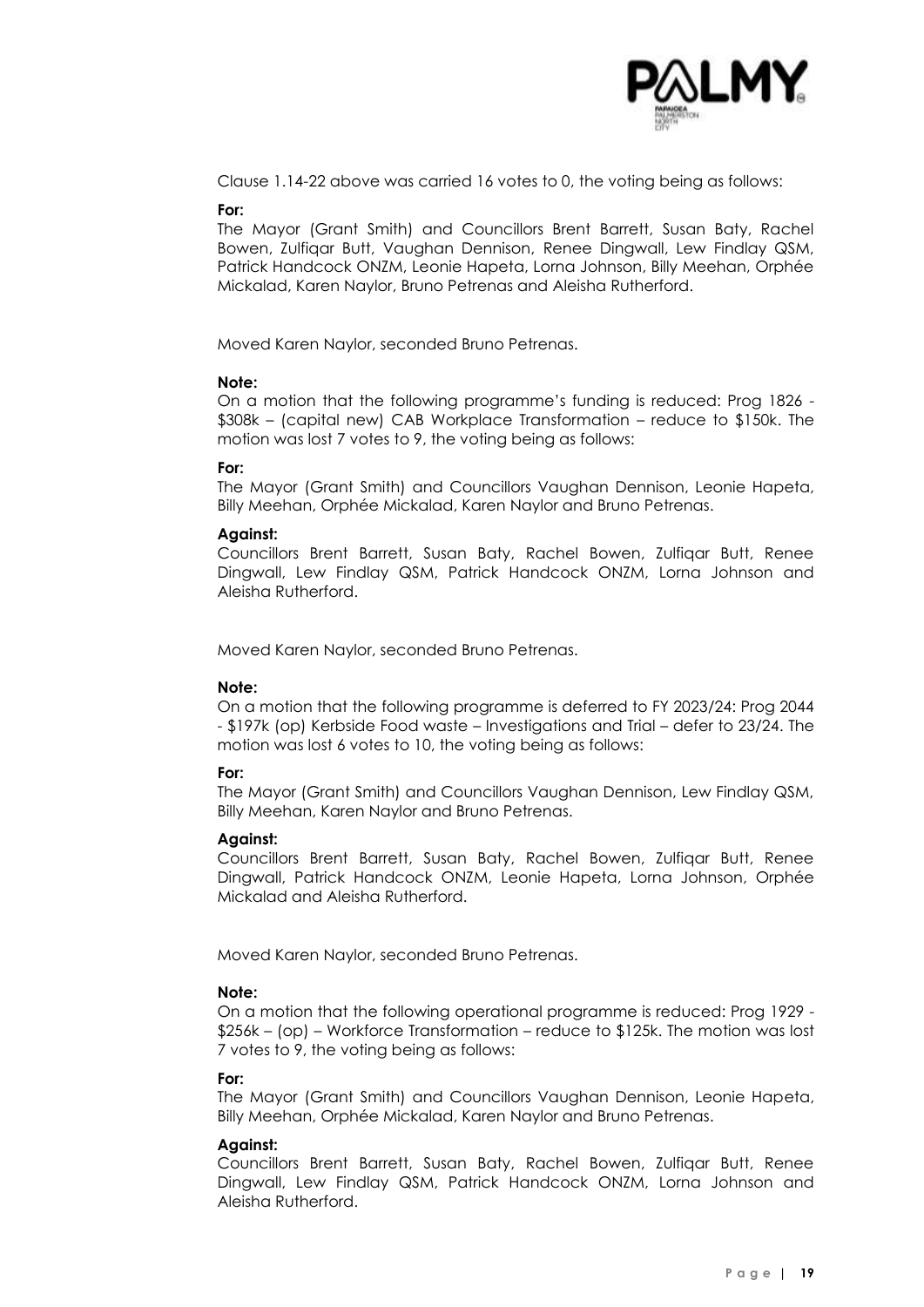Clause 1.14-22 above was carried 16 votes to 0, the voting being as follows:

**For:**
The Mayor (Grant Smith) and Councillors Brent Barrett, Susan Baty, Rachel Bowen, Zulfiqar Butt, Vaughan Dennison, Renee Dingwall, Lew Findlay QSM, Patrick Handcock ONZM, Leonie Hapeta, Lorna Johnson, Billy Meehan, Orphée Mickalad, Karen Naylor, Bruno Petrenas and Aleisha Rutherford.

Moved Karen Naylor, seconded Bruno Petrenas.

**Note:**
On a motion that the following programme's funding is reduced: Prog 1826 - $308k – (capital new) CAB Workplace Transformation – reduce to $150k. The motion was lost 7 votes to 9, the voting being as follows:

**For:**
The Mayor (Grant Smith) and Councillors Vaughan Dennison, Leonie Hapeta, Billy Meehan, Orphée Mickalad, Karen Naylor and Bruno Petrenas.

**Against:**
Councillors Brent Barrett, Susan Baty, Rachel Bowen, Zulfiqar Butt, Renee Dingwall, Lew Findlay QSM, Patrick Handcock ONZM, Lorna Johnson and Aleisha Rutherford.

Moved Karen Naylor, seconded Bruno Petrenas.

**Note:**
On a motion that the following programme is deferred to FY 2023/24: Prog 2044 - $197k (op) Kerbside Food waste – Investigations and Trial – defer to 23/24. The motion was lost 6 votes to 10, the voting being as follows:

**For:**
The Mayor (Grant Smith) and Councillors Vaughan Dennison, Lew Findlay QSM, Billy Meehan, Karen Naylor and Bruno Petrenas.

**Against:**
Councillors Brent Barrett, Susan Baty, Rachel Bowen, Zulfiqar Butt, Renee Dingwall, Patrick Handcock ONZM, Leonie Hapeta, Lorna Johnson, Orphée Mickalad and Aleisha Rutherford.

Moved Karen Naylor, seconded Bruno Petrenas.

**Note:**
On a motion that the following operational programme is reduced: Prog 1929 - $256k – (op) – Workforce Transformation – reduce to $125k. The motion was lost 7 votes to 9, the voting being as follows:

**For:**
The Mayor (Grant Smith) and Councillors Vaughan Dennison, Leonie Hapeta, Billy Meehan, Orphée Mickalad, Karen Naylor and Bruno Petrenas.

**Against:**
Councillors Brent Barrett, Susan Baty, Rachel Bowen, Zulfiqar Butt, Renee Dingwall, Lew Findlay QSM, Patrick Handcock ONZM, Lorna Johnson and Aleisha Rutherford.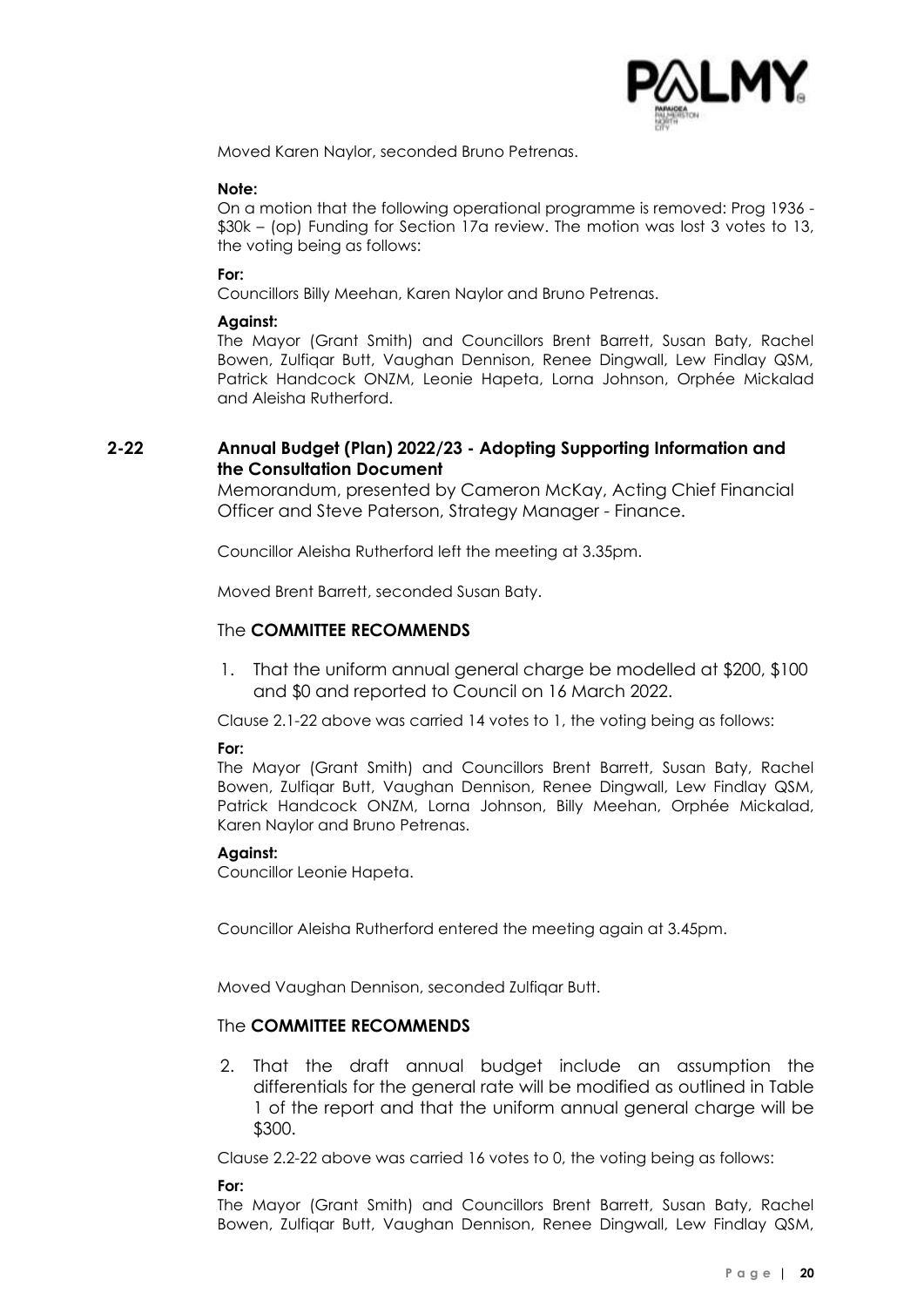Moved Karen Naylor, seconded Bruno Petrenas.

**Note:**
On a motion that the following operational programme is removed: Prog 1936 - $30k – (op) Funding for Section 17a review. The motion was lost 3 votes to 13, the voting being as follows:

**For:**
Councillors Billy Meehan, Karen Naylor and Bruno Petrenas.

**Against:**
The Mayor (Grant Smith) and Councillors Brent Barrett, Susan Baty, Rachel Bowen, Zulfiqar Butt, Vaughan Dennison, Renee Dingwall, Lew Findlay QSM, Patrick Handcock ONZM, Leonie Hapeta, Lorna Johnson, Orphée Mickalad and Aleisha Rutherford.

## 2-22 Annual Budget (Plan) 2022/23 - Adopting Supporting Information and the Consultation Document

Memorandum, presented by Cameron McKay, Acting Chief Financial Officer and Steve Paterson, Strategy Manager - Finance.

Councillor Aleisha Rutherford left the meeting at 3.35pm.

Moved Brent Barrett, seconded Susan Baty.

The **COMMITTEE RECOMMENDS**

1. That the uniform annual general charge be modelled at $200, $100 and $0 and reported to Council on 16 March 2022.

Clause 2.1-22 above was carried 14 votes to 1, the voting being as follows:

**For:**
The Mayor (Grant Smith) and Councillors Brent Barrett, Susan Baty, Rachel Bowen, Zulfiqar Butt, Vaughan Dennison, Renee Dingwall, Lew Findlay QSM, Patrick Handcock ONZM, Lorna Johnson, Billy Meehan, Orphée Mickalad, Karen Naylor and Bruno Petrenas.

**Against:**
Councillor Leonie Hapeta.

Councillor Aleisha Rutherford entered the meeting again at 3.45pm.

Moved Vaughan Dennison, seconded Zulfiqar Butt.

The **COMMITTEE RECOMMENDS**

2. That the draft annual budget include an assumption the differentials for the general rate will be modified as outlined in Table 1 of the report and that the uniform annual general charge will be $300.

Clause 2.2-22 above was carried 16 votes to 0, the voting being as follows:

**For:**
The Mayor (Grant Smith) and Councillors Brent Barrett, Susan Baty, Rachel Bowen, Zulfiqar Butt, Vaughan Dennison, Renee Dingwall, Lew Findlay QSM,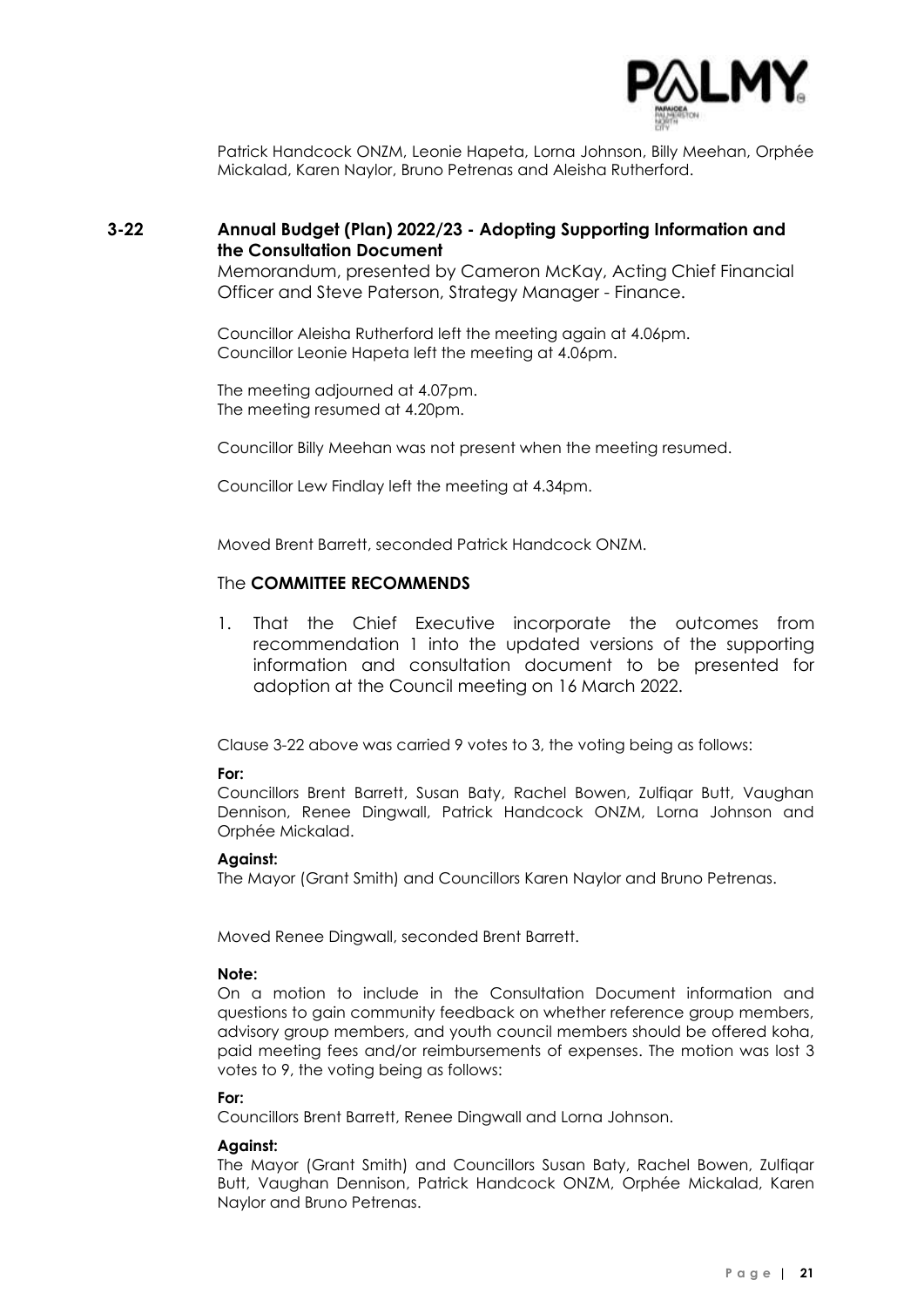Patrick Handcock ONZM, Leonie Hapeta, Lorna Johnson, Billy Meehan, Orphée Mickalad, Karen Naylor, Bruno Petrenas and Aleisha Rutherford.

## 3-22 Annual Budget (Plan) 2022/23 - Adopting Supporting Information and the Consultation Document

Memorandum, presented by Cameron McKay, Acting Chief Financial Officer and Steve Paterson, Strategy Manager - Finance.

Councillor Aleisha Rutherford left the meeting again at 4.06pm.
Councillor Leonie Hapeta left the meeting at 4.06pm.

The meeting adjourned at 4.07pm.
The meeting resumed at 4.20pm.

Councillor Billy Meehan was not present when the meeting resumed.

Councillor Lew Findlay left the meeting at 4.34pm.

Moved Brent Barrett, seconded Patrick Handcock ONZM.

The **COMMITTEE RECOMMENDS**

1. That the Chief Executive incorporate the outcomes from recommendation 1 into the updated versions of the supporting information and consultation document to be presented for adoption at the Council meeting on 16 March 2022.

Clause 3-22 above was carried 9 votes to 3, the voting being as follows:

**For:**
Councillors Brent Barrett, Susan Baty, Rachel Bowen, Zulfiqar Butt, Vaughan Dennison, Renee Dingwall, Patrick Handcock ONZM, Lorna Johnson and Orphée Mickalad.

**Against:**
The Mayor (Grant Smith) and Councillors Karen Naylor and Bruno Petrenas.

Moved Renee Dingwall, seconded Brent Barrett.

**Note:**
On a motion to include in the Consultation Document information and questions to gain community feedback on whether reference group members, advisory group members, and youth council members should be offered koha, paid meeting fees and/or reimbursements of expenses. The motion was lost 3 votes to 9, the voting being as follows:

**For:**
Councillors Brent Barrett, Renee Dingwall and Lorna Johnson.

**Against:**
The Mayor (Grant Smith) and Councillors Susan Baty, Rachel Bowen, Zulfiqar Butt, Vaughan Dennison, Patrick Handcock ONZM, Orphée Mickalad, Karen Naylor and Bruno Petrenas.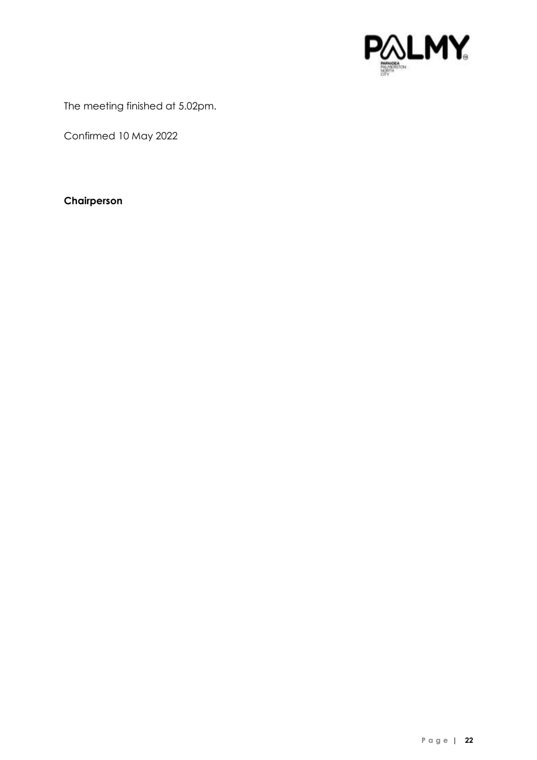The meeting finished at 5.02pm.

Confirmed 10 May 2022

**Chairperson**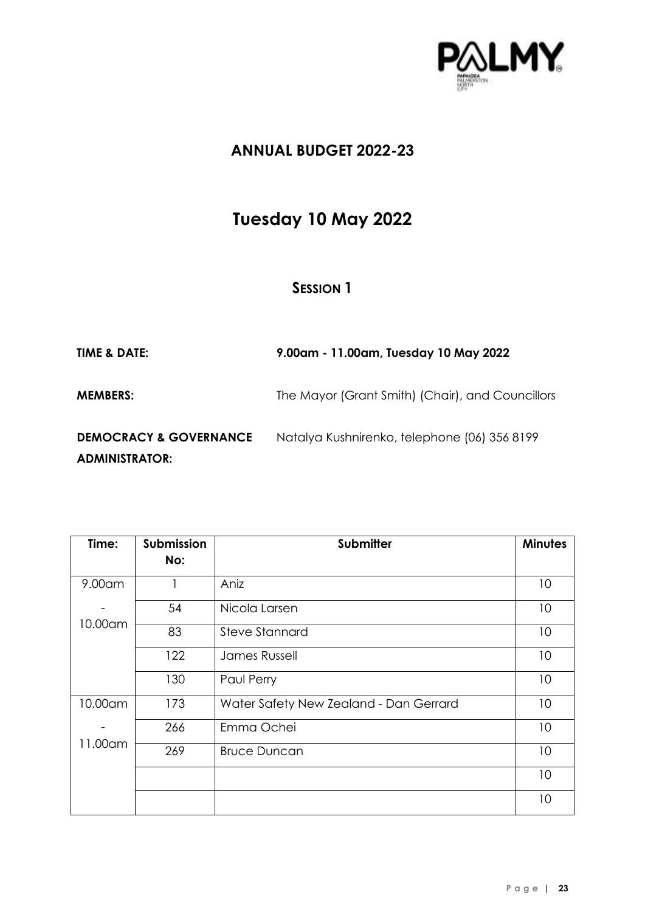# ANNUAL BUDGET 2022-23

## Tuesday 10 May 2022

### SESSION 1

**TIME & DATE:** **9.00am - 11.00am, Tuesday 10 May 2022**

**MEMBERS:** The Mayor (Grant Smith) (Chair), and Councillors

**DEMOCRACY & GOVERNANCE ADMINISTRATOR:** Natalya Kushnirenko, telephone (06) 356 8199

| Time: | Submission No: | Submitter | Minutes |
|---|---|---|---|
| 9.00am - 10.00am | 1 | Aniz | 10 |
| | 54 | Nicola Larsen | 10 |
| | 83 | Steve Stannard | 10 |
| | 122 | James Russell | 10 |
| | 130 | Paul Perry | 10 |
| 10.00am - 11.00am | 173 | Water Safety New Zealand - Dan Gerrard | 10 |
| | 266 | Emma Ochei | 10 |
| | 269 | Bruce Duncan | 10 |
| | | | 10 |
| | | | 10 |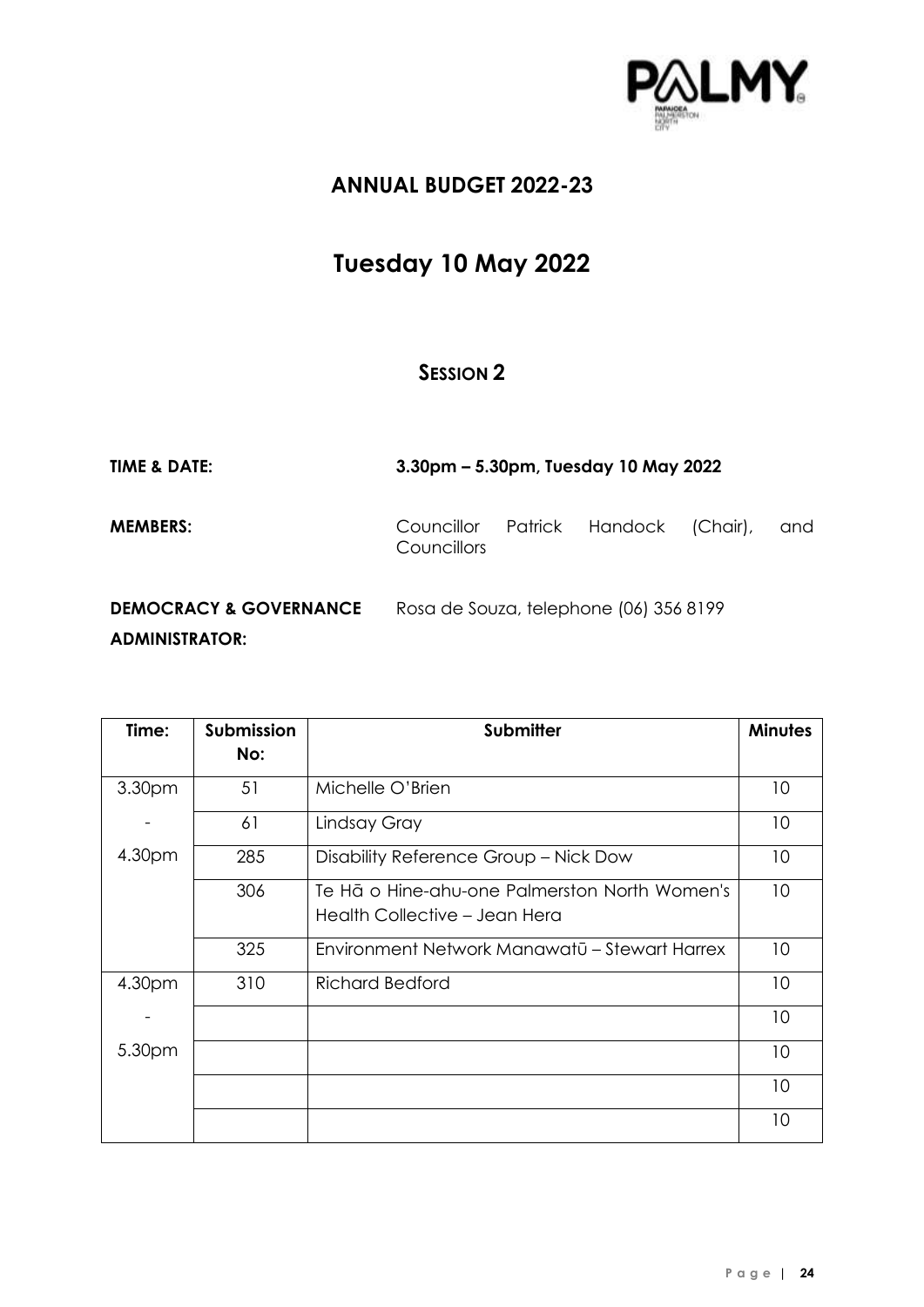# ANNUAL BUDGET 2022-23

## Tuesday 10 May 2022

### SESSION 2

**TIME & DATE:** **3.30pm – 5.30pm, Tuesday 10 May 2022**

**MEMBERS:** Councillor Patrick Handock (Chair), and Councillors

**DEMOCRACY & GOVERNANCE ADMINISTRATOR:** Rosa de Souza, telephone (06) 356 8199

| Time: | Submission No: | Submitter | Minutes |
|---|---|---|---|
| 3.30pm | 51 | Michelle O'Brien | 10 |
| - | 61 | Lindsay Gray | 10 |
| 4.30pm | 285 | Disability Reference Group – Nick Dow | 10 |
| | 306 | Te Hā o Hine-ahu-one Palmerston North Women's Health Collective – Jean Hera | 10 |
| | 325 | Environment Network Manawatū – Stewart Harrex | 10 |
| 4.30pm | 310 | Richard Bedford | 10 |
| - | | | 10 |
| 5.30pm | | | 10 |
| | | | 10 |
| | | | 10 |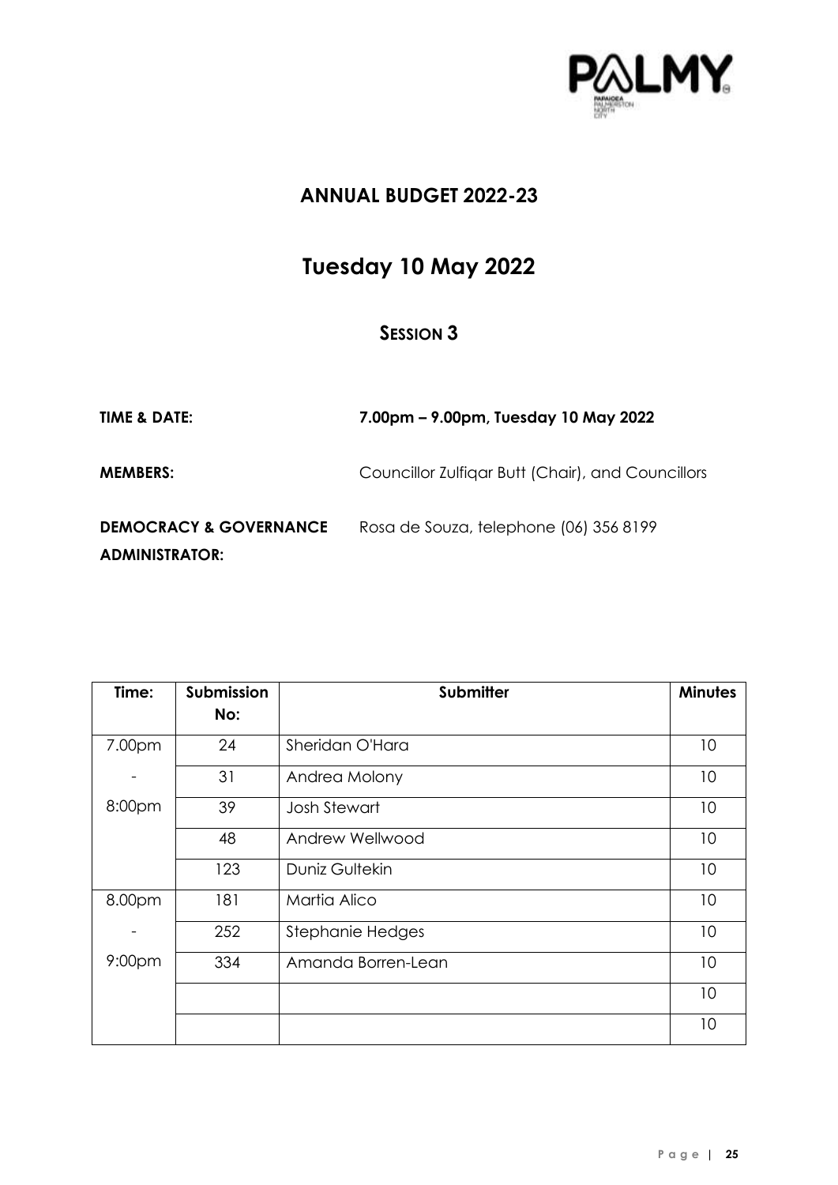## ANNUAL BUDGET 2022-23

# Tuesday 10 May 2022

### SESSION 3

**TIME & DATE:** **7.00pm – 9.00pm, Tuesday 10 May 2022**

**MEMBERS:** Councillor Zulfiqar Butt (Chair), and Councillors

**DEMOCRACY & GOVERNANCE ADMINISTRATOR:** Rosa de Souza, telephone (06) 356 8199

| Time: | Submission No: | Submitter | Minutes |
|---|---|---|---|
| 7.00pm | 24 | Sheridan O'Hara | 10 |
| - | 31 | Andrea Molony | 10 |
| 8:00pm | 39 | Josh Stewart | 10 |
| | 48 | Andrew Wellwood | 10 |
| | 123 | Duniz Gultekin | 10 |
| 8.00pm | 181 | Martia Alico | 10 |
| - | 252 | Stephanie Hedges | 10 |
| 9:00pm | 334 | Amanda Borren-Lean | 10 |
| | | | 10 |
| | | | 10 |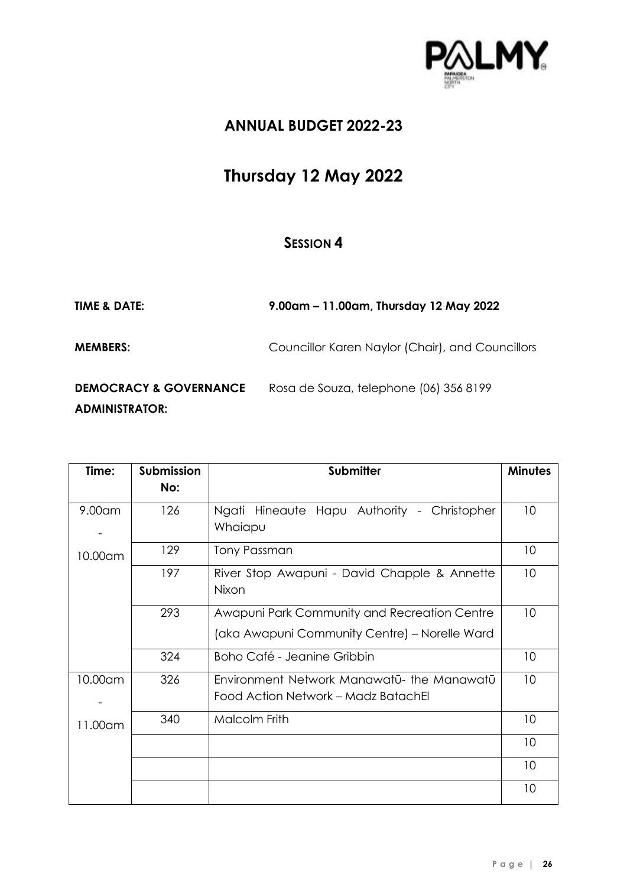## ANNUAL BUDGET 2022-23

# Thursday 12 May 2022

### SESSION 4

**TIME & DATE:** **9.00am – 11.00am, Thursday 12 May 2022**

**MEMBERS:** Councillor Karen Naylor (Chair), and Councillors

**DEMOCRACY & GOVERNANCE ADMINISTRATOR:** Rosa de Souza, telephone (06) 356 8199

| Time: | Submission No: | Submitter | Minutes |
|---|---|---|---|
| 9.00am - 10.00am | 126 | Ngati Hineaute Hapu Authority - Christopher Whaiapu | 10 |
| | 129 | Tony Passman | 10 |
| | 197 | River Stop Awapuni - David Chapple & Annette Nixon | 10 |
| | 293 | Awapuni Park Community and Recreation Centre (aka Awapuni Community Centre) – Norelle Ward | 10 |
| | 324 | Boho Café - Jeanine Gribbin | 10 |
| 10.00am - 11.00am | 326 | Environment Network Manawatū- the Manawatū Food Action Network – Madz BatachEl | 10 |
| | 340 | Malcolm Frith | 10 |
| | | | 10 |
| | | | 10 |
| | | | 10 |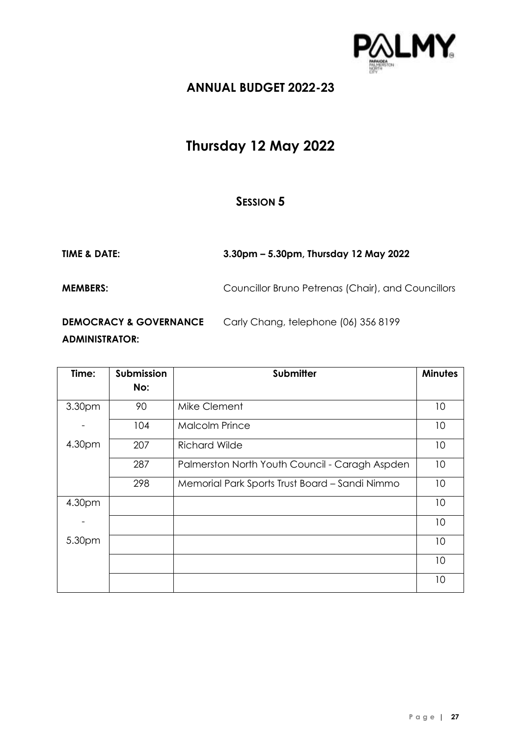## ANNUAL BUDGET 2022-23

# Thursday 12 May 2022

### SESSION 5

**TIME & DATE:** **3.30pm – 5.30pm, Thursday 12 May 2022**

**MEMBERS:** Councillor Bruno Petrenas (Chair), and Councillors

**DEMOCRACY & GOVERNANCE ADMINISTRATOR:** Carly Chang, telephone (06) 356 8199

| Time: | Submission No: | Submitter | Minutes |
|---|---|---|---|
| 3.30pm | 90 | Mike Clement | 10 |
| - | 104 | Malcolm Prince | 10 |
| 4.30pm | 207 | Richard Wilde | 10 |
| | 287 | Palmerston North Youth Council - Caragh Aspden | 10 |
| | 298 | Memorial Park Sports Trust Board – Sandi Nimmo | 10 |
| 4.30pm | | | 10 |
| - | | | 10 |
| 5.30pm | | | 10 |
| | | | 10 |
| | | | 10 |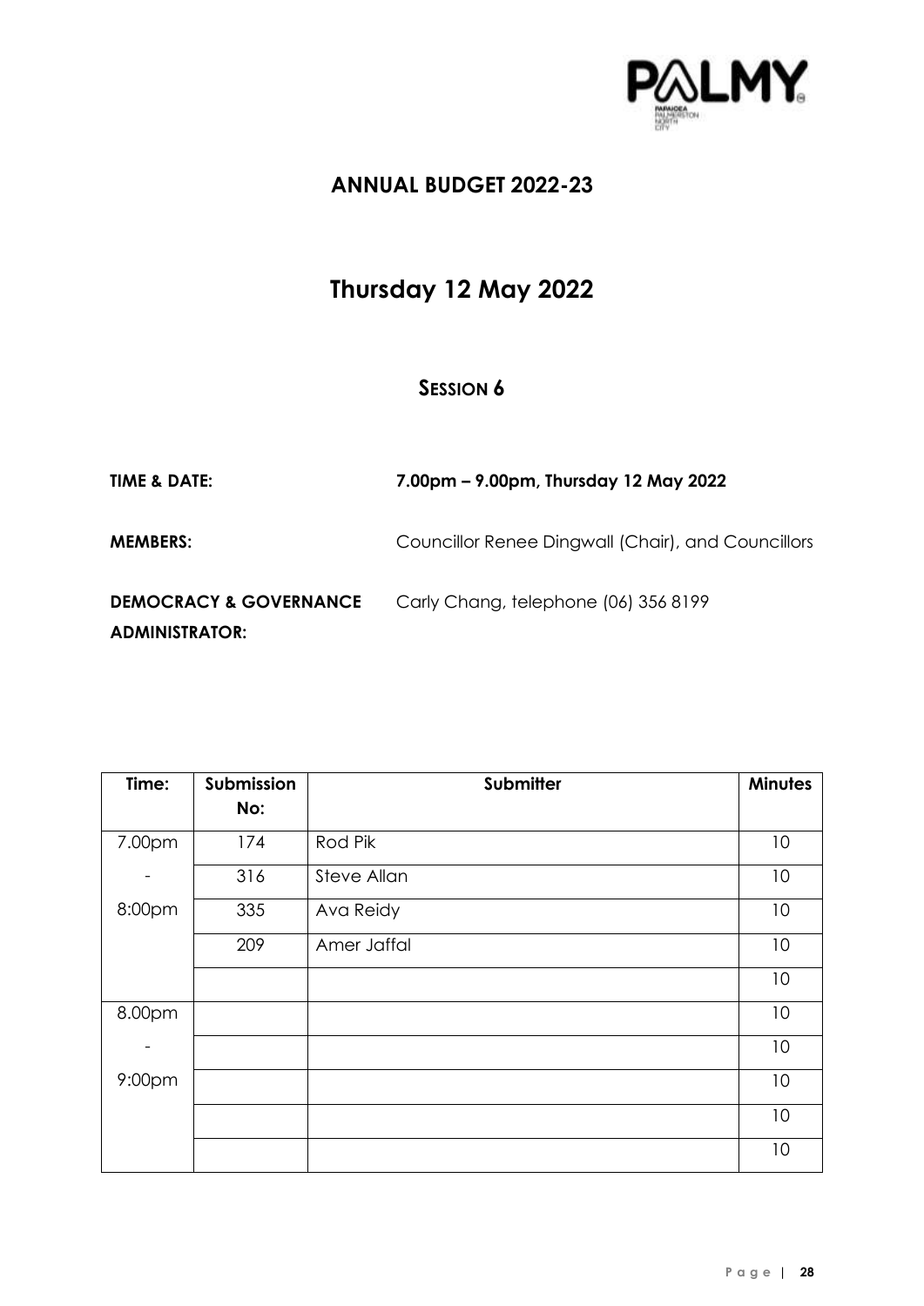## ANNUAL BUDGET 2022-23

# Thursday 12 May 2022

### SESSION 6

**TIME & DATE:** **7.00pm – 9.00pm, Thursday 12 May 2022**

**MEMBERS:** Councillor Renee Dingwall (Chair), and Councillors

**DEMOCRACY & GOVERNANCE ADMINISTRATOR:** Carly Chang, telephone (06) 356 8199

| Time: | Submission No: | Submitter | Minutes |
|---|---|---|---|
| 7.00pm | 174 | Rod Pik | 10 |
| - | 316 | Steve Allan | 10 |
| 8:00pm | 335 | Ava Reidy | 10 |
| | 209 | Amer Jaffal | 10 |
| | | | 10 |
| 8.00pm | | | 10 |
| - | | | 10 |
| 9:00pm | | | 10 |
| | | | 10 |
| | | | 10 |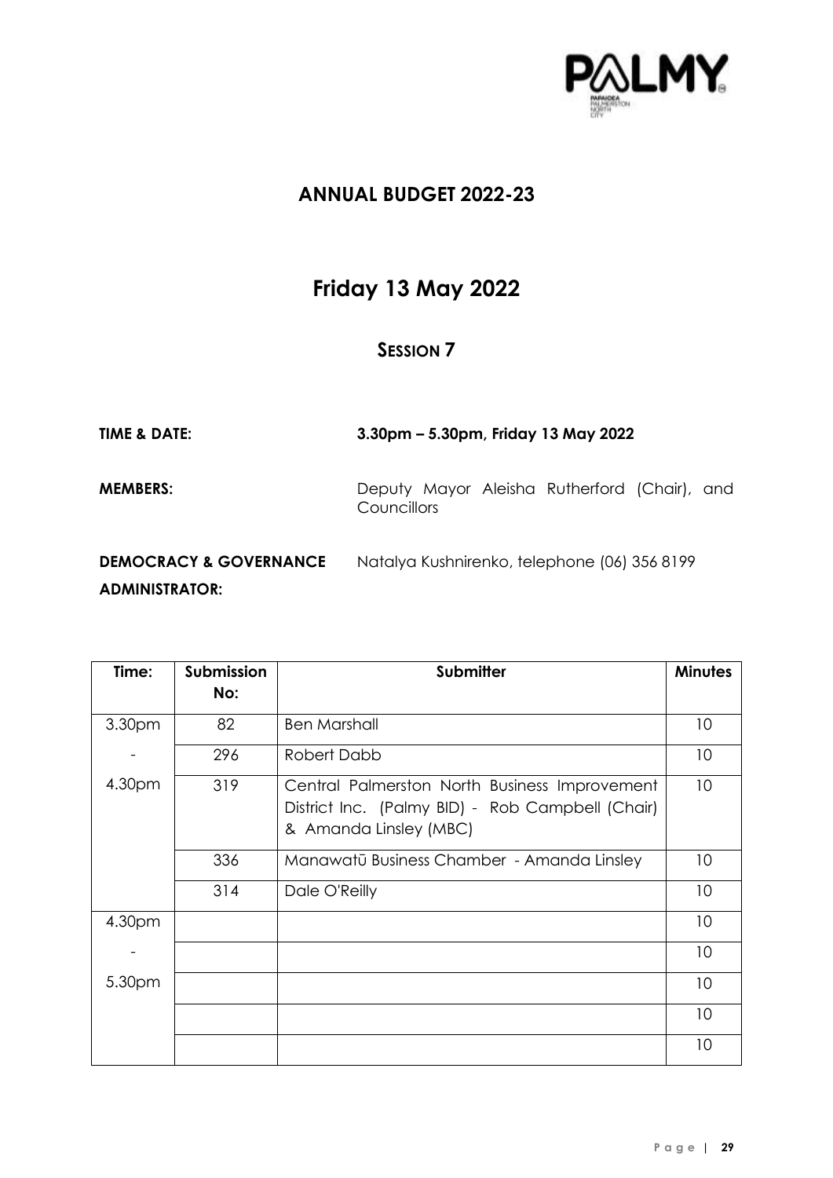## ANNUAL BUDGET 2022-23

# Friday 13 May 2022

### SESSION 7

**TIME & DATE:** **3.30pm – 5.30pm, Friday 13 May 2022**

**MEMBERS:** Deputy Mayor Aleisha Rutherford (Chair), and Councillors

**DEMOCRACY & GOVERNANCE ADMINISTRATOR:** Natalya Kushnirenko, telephone (06) 356 8199

| Time: | Submission No: | Submitter | Minutes |
|---|---|---|---|
| 3.30pm | 82 | Ben Marshall | 10 |
| - | 296 | Robert Dabb | 10 |
| 4.30pm | 319 | Central Palmerston North Business Improvement District Inc. (Palmy BID) - Rob Campbell (Chair) & Amanda Linsley (MBC) | 10 |
| | 336 | Manawatū Business Chamber - Amanda Linsley | 10 |
| | 314 | Dale O'Reilly | 10 |
| 4.30pm | | | 10 |
| - | | | 10 |
| 5.30pm | | | 10 |
| | | | 10 |
| | | | 10 |